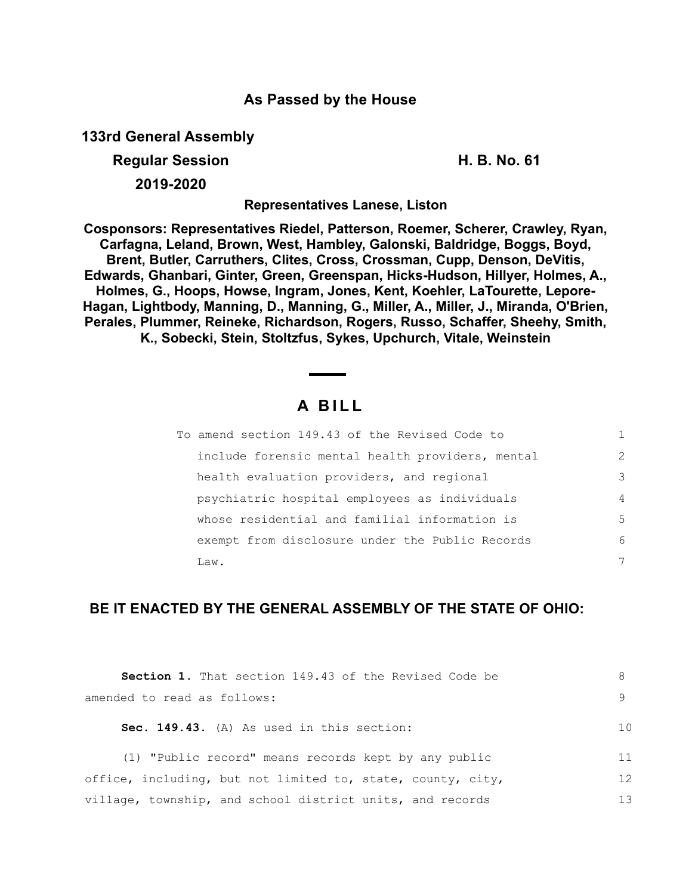## As Passed by the House

**133rd General Assembly**

**Regular Session** **H. B. No. 61**

**2019-2020**

**Representatives Lanese, Liston**

**Cosponsors: Representatives Riedel, Patterson, Roemer, Scherer, Crawley, Ryan, Carfagna, Leland, Brown, West, Hambley, Galonski, Baldridge, Boggs, Boyd, Brent, Butler, Carruthers, Clites, Cross, Crossman, Cupp, Denson, DeVitis, Edwards, Ghanbari, Ginter, Green, Greenspan, Hicks-Hudson, Hillyer, Holmes, A., Holmes, G., Hoops, Howse, Ingram, Jones, Kent, Koehler, LaTourette, Lepore-Hagan, Lightbody, Manning, D., Manning, G., Miller, A., Miller, J., Miranda, O'Brien, Perales, Plummer, Reineke, Richardson, Rogers, Russo, Schaffer, Sheehy, Smith, K., Sobecki, Stein, Stoltzfus, Sykes, Upchurch, Vitale, Weinstein**

# A BILL

To amend section 149.43 of the Revised Code to include forensic mental health providers, mental health evaluation providers, and regional psychiatric hospital employees as individuals whose residential and familial information is exempt from disclosure under the Public Records Law.

**BE IT ENACTED BY THE GENERAL ASSEMBLY OF THE STATE OF OHIO:**

**Section 1.** That section 149.43 of the Revised Code be amended to read as follows:

**Sec. 149.43.** (A) As used in this section:

(1) "Public record" means records kept by any public office, including, but not limited to, state, county, city, village, township, and school district units, and records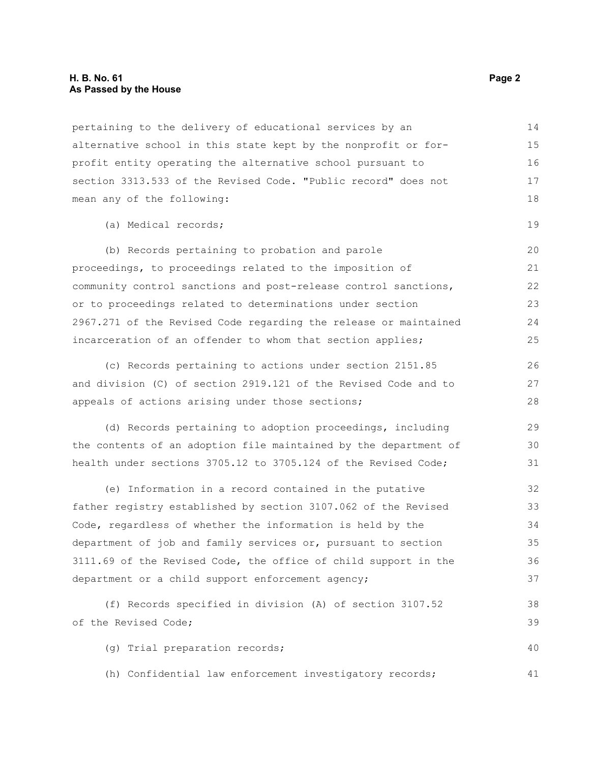pertaining to the delivery of educational services by an alternative school in this state kept by the nonprofit or for-profit entity operating the alternative school pursuant to section 3313.533 of the Revised Code. "Public record" does not mean any of the following:

(a) Medical records;

(b) Records pertaining to probation and parole proceedings, to proceedings related to the imposition of community control sanctions and post-release control sanctions, or to proceedings related to determinations under section 2967.271 of the Revised Code regarding the release or maintained incarceration of an offender to whom that section applies;

(c) Records pertaining to actions under section 2151.85 and division (C) of section 2919.121 of the Revised Code and to appeals of actions arising under those sections;

(d) Records pertaining to adoption proceedings, including the contents of an adoption file maintained by the department of health under sections 3705.12 to 3705.124 of the Revised Code;

(e) Information in a record contained in the putative father registry established by section 3107.062 of the Revised Code, regardless of whether the information is held by the department of job and family services or, pursuant to section 3111.69 of the Revised Code, the office of child support in the department or a child support enforcement agency;

(f) Records specified in division (A) of section 3107.52 of the Revised Code;

(g) Trial preparation records;

(h) Confidential law enforcement investigatory records;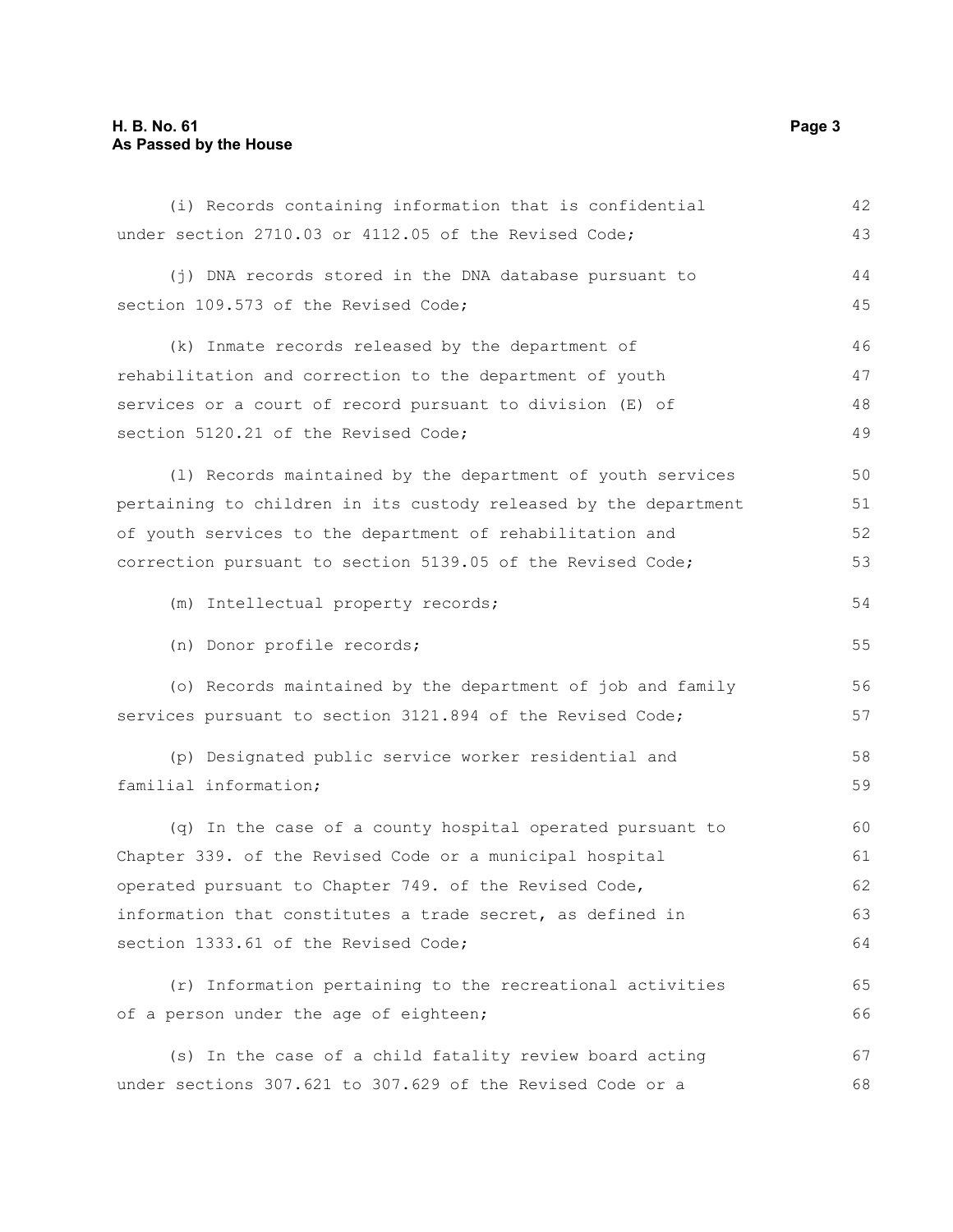(i) Records containing information that is confidential under section 2710.03 or 4112.05 of the Revised Code;

(j) DNA records stored in the DNA database pursuant to section 109.573 of the Revised Code;

(k) Inmate records released by the department of rehabilitation and correction to the department of youth services or a court of record pursuant to division (E) of section 5120.21 of the Revised Code;

(l) Records maintained by the department of youth services pertaining to children in its custody released by the department of youth services to the department of rehabilitation and correction pursuant to section 5139.05 of the Revised Code;

(m) Intellectual property records;

(n) Donor profile records;

(o) Records maintained by the department of job and family services pursuant to section 3121.894 of the Revised Code;

(p) Designated public service worker residential and familial information;

(q) In the case of a county hospital operated pursuant to Chapter 339. of the Revised Code or a municipal hospital operated pursuant to Chapter 749. of the Revised Code, information that constitutes a trade secret, as defined in section 1333.61 of the Revised Code;

(r) Information pertaining to the recreational activities of a person under the age of eighteen;

(s) In the case of a child fatality review board acting under sections 307.621 to 307.629 of the Revised Code or a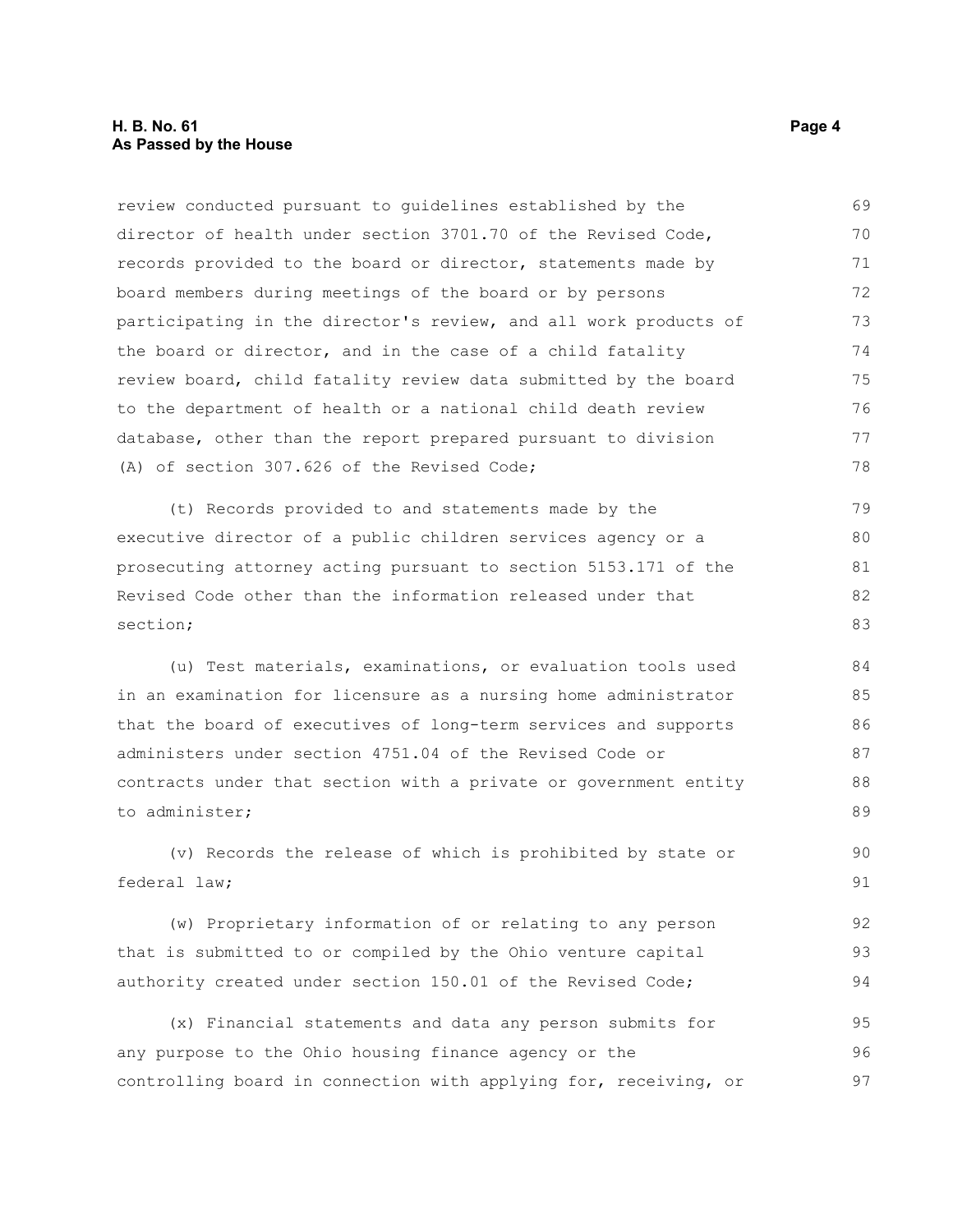review conducted pursuant to guidelines established by the director of health under section 3701.70 of the Revised Code, records provided to the board or director, statements made by board members during meetings of the board or by persons participating in the director's review, and all work products of the board or director, and in the case of a child fatality review board, child fatality review data submitted by the board to the department of health or a national child death review database, other than the report prepared pursuant to division (A) of section 307.626 of the Revised Code;

(t) Records provided to and statements made by the executive director of a public children services agency or a prosecuting attorney acting pursuant to section 5153.171 of the Revised Code other than the information released under that section;

(u) Test materials, examinations, or evaluation tools used in an examination for licensure as a nursing home administrator that the board of executives of long-term services and supports administers under section 4751.04 of the Revised Code or contracts under that section with a private or government entity to administer;

(v) Records the release of which is prohibited by state or federal law;

(w) Proprietary information of or relating to any person that is submitted to or compiled by the Ohio venture capital authority created under section 150.01 of the Revised Code;

(x) Financial statements and data any person submits for any purpose to the Ohio housing finance agency or the controlling board in connection with applying for, receiving, or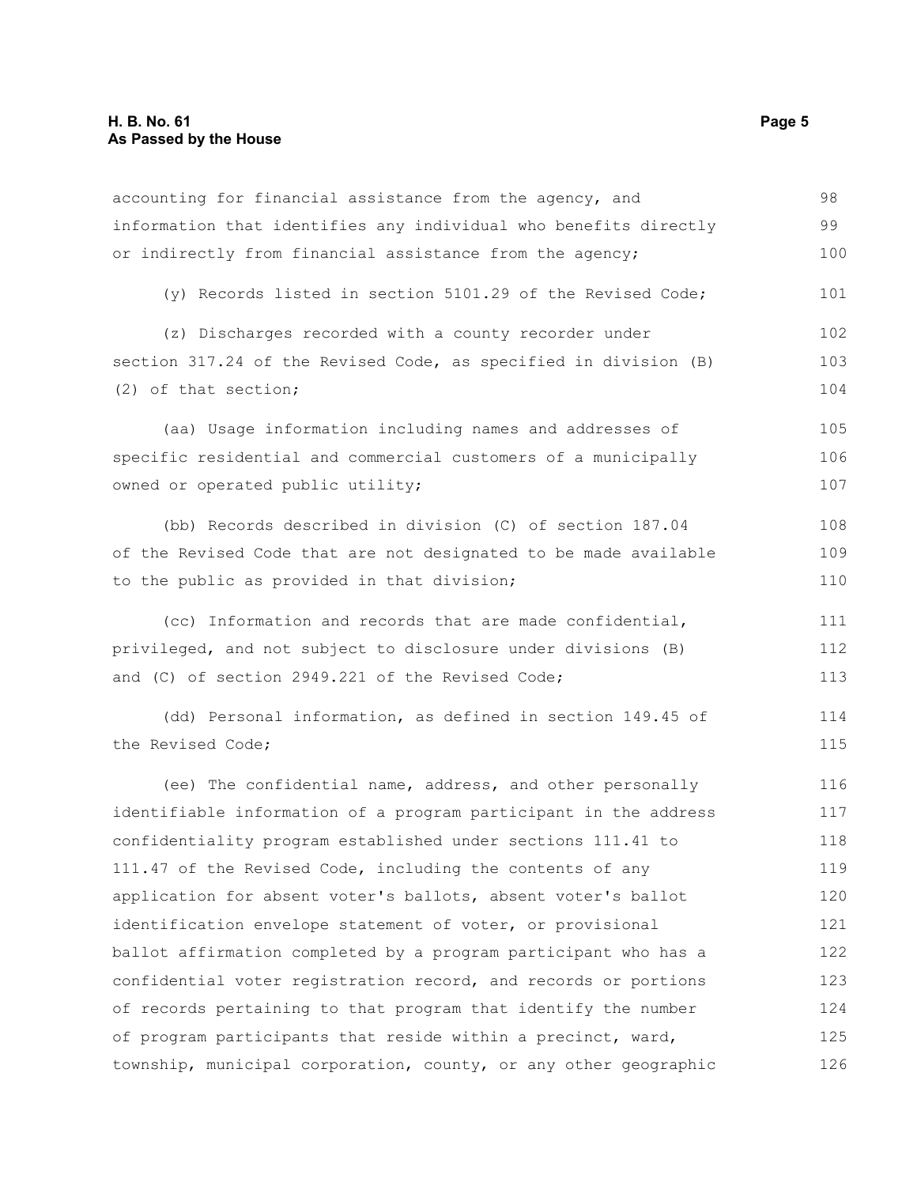accounting for financial assistance from the agency, and information that identifies any individual who benefits directly or indirectly from financial assistance from the agency;

(y) Records listed in section 5101.29 of the Revised Code;

(z) Discharges recorded with a county recorder under section 317.24 of the Revised Code, as specified in division (B)(2) of that section;

(aa) Usage information including names and addresses of specific residential and commercial customers of a municipally owned or operated public utility;

(bb) Records described in division (C) of section 187.04 of the Revised Code that are not designated to be made available to the public as provided in that division;

(cc) Information and records that are made confidential, privileged, and not subject to disclosure under divisions (B) and (C) of section 2949.221 of the Revised Code;

(dd) Personal information, as defined in section 149.45 of the Revised Code;

(ee) The confidential name, address, and other personally identifiable information of a program participant in the address confidentiality program established under sections 111.41 to 111.47 of the Revised Code, including the contents of any application for absent voter's ballots, absent voter's ballot identification envelope statement of voter, or provisional ballot affirmation completed by a program participant who has a confidential voter registration record, and records or portions of records pertaining to that program that identify the number of program participants that reside within a precinct, ward, township, municipal corporation, county, or any other geographic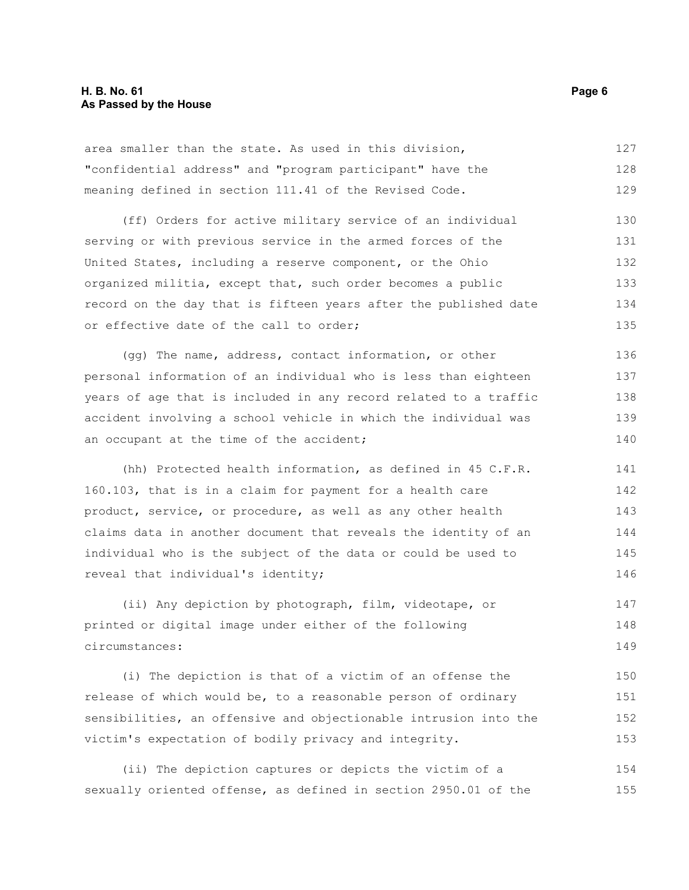area smaller than the state. As used in this division, "confidential address" and "program participant" have the meaning defined in section 111.41 of the Revised Code.

(ff) Orders for active military service of an individual serving or with previous service in the armed forces of the United States, including a reserve component, or the Ohio organized militia, except that, such order becomes a public record on the day that is fifteen years after the published date or effective date of the call to order;

(gg) The name, address, contact information, or other personal information of an individual who is less than eighteen years of age that is included in any record related to a traffic accident involving a school vehicle in which the individual was an occupant at the time of the accident;

(hh) Protected health information, as defined in 45 C.F.R. 160.103, that is in a claim for payment for a health care product, service, or procedure, as well as any other health claims data in another document that reveals the identity of an individual who is the subject of the data or could be used to reveal that individual's identity;

(ii) Any depiction by photograph, film, videotape, or printed or digital image under either of the following circumstances:

(i) The depiction is that of a victim of an offense the release of which would be, to a reasonable person of ordinary sensibilities, an offensive and objectionable intrusion into the victim's expectation of bodily privacy and integrity.

(ii) The depiction captures or depicts the victim of a sexually oriented offense, as defined in section 2950.01 of the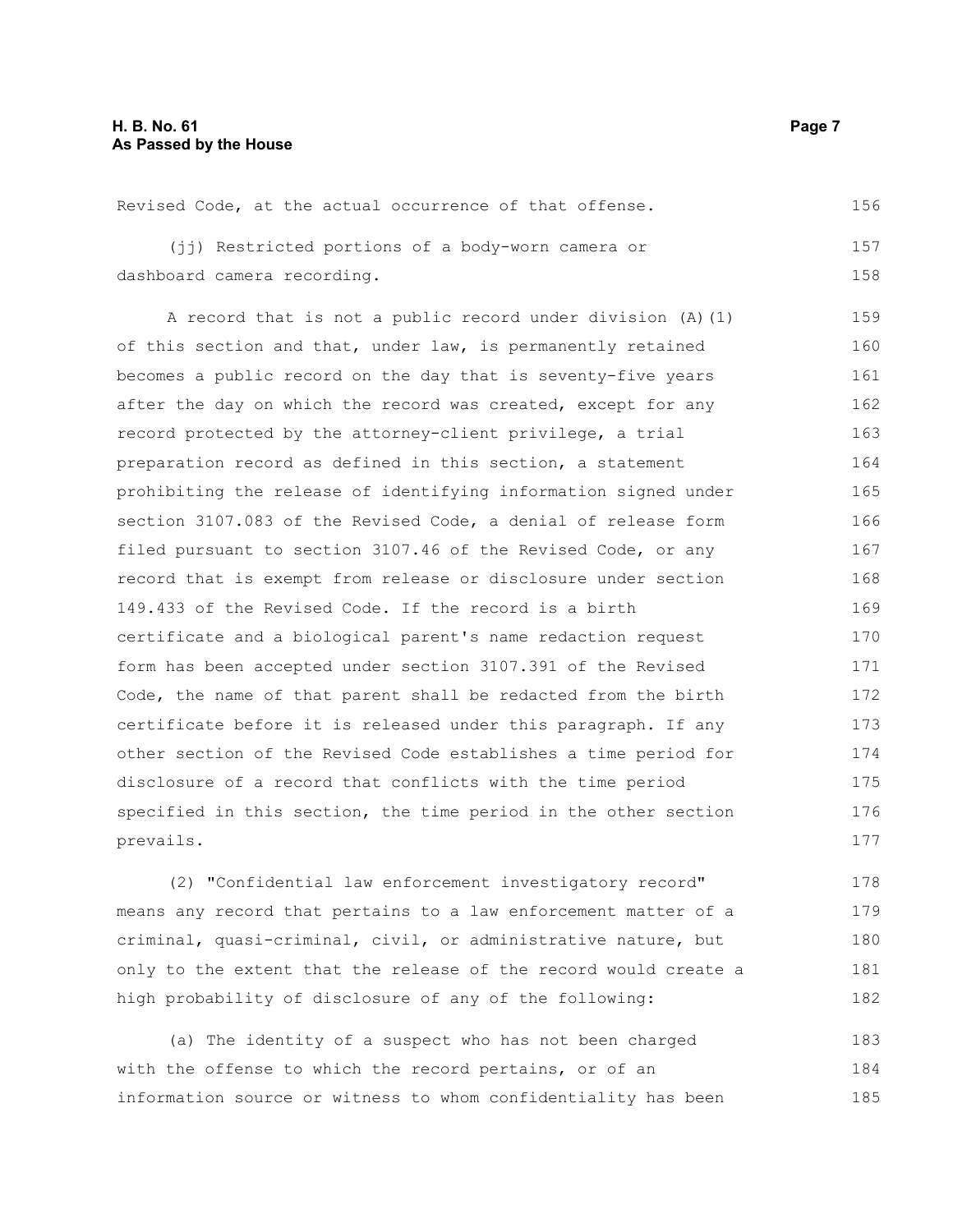Revised Code, at the actual occurrence of that offense.

(jj) Restricted portions of a body-worn camera or dashboard camera recording.

A record that is not a public record under division (A)(1) of this section and that, under law, is permanently retained becomes a public record on the day that is seventy-five years after the day on which the record was created, except for any record protected by the attorney-client privilege, a trial preparation record as defined in this section, a statement prohibiting the release of identifying information signed under section 3107.083 of the Revised Code, a denial of release form filed pursuant to section 3107.46 of the Revised Code, or any record that is exempt from release or disclosure under section 149.433 of the Revised Code. If the record is a birth certificate and a biological parent's name redaction request form has been accepted under section 3107.391 of the Revised Code, the name of that parent shall be redacted from the birth certificate before it is released under this paragraph. If any other section of the Revised Code establishes a time period for disclosure of a record that conflicts with the time period specified in this section, the time period in the other section prevails.

(2) "Confidential law enforcement investigatory record" means any record that pertains to a law enforcement matter of a criminal, quasi-criminal, civil, or administrative nature, but only to the extent that the release of the record would create a high probability of disclosure of any of the following:

(a) The identity of a suspect who has not been charged with the offense to which the record pertains, or of an information source or witness to whom confidentiality has been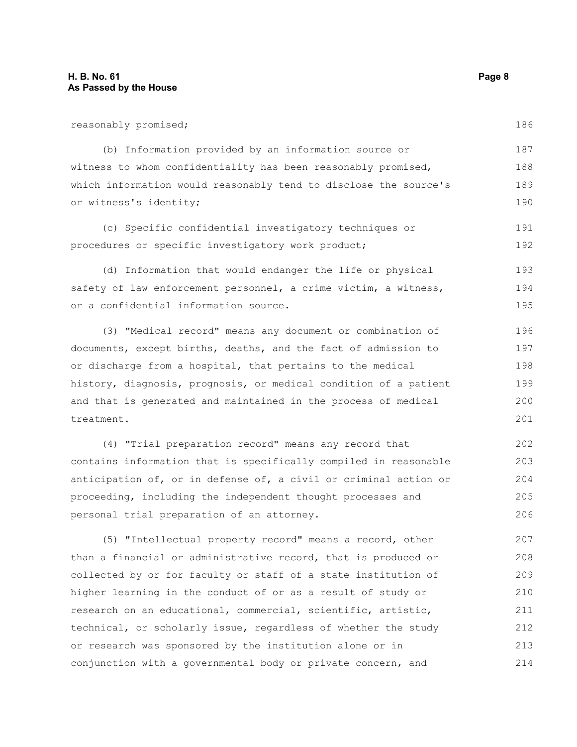reasonably promised;

(b) Information provided by an information source or witness to whom confidentiality has been reasonably promised, which information would reasonably tend to disclose the source's or witness's identity;

(c) Specific confidential investigatory techniques or procedures or specific investigatory work product;

(d) Information that would endanger the life or physical safety of law enforcement personnel, a crime victim, a witness, or a confidential information source.

(3) "Medical record" means any document or combination of documents, except births, deaths, and the fact of admission to or discharge from a hospital, that pertains to the medical history, diagnosis, prognosis, or medical condition of a patient and that is generated and maintained in the process of medical treatment.

(4) "Trial preparation record" means any record that contains information that is specifically compiled in reasonable anticipation of, or in defense of, a civil or criminal action or proceeding, including the independent thought processes and personal trial preparation of an attorney.

(5) "Intellectual property record" means a record, other than a financial or administrative record, that is produced or collected by or for faculty or staff of a state institution of higher learning in the conduct of or as a result of study or research on an educational, commercial, scientific, artistic, technical, or scholarly issue, regardless of whether the study or research was sponsored by the institution alone or in conjunction with a governmental body or private concern, and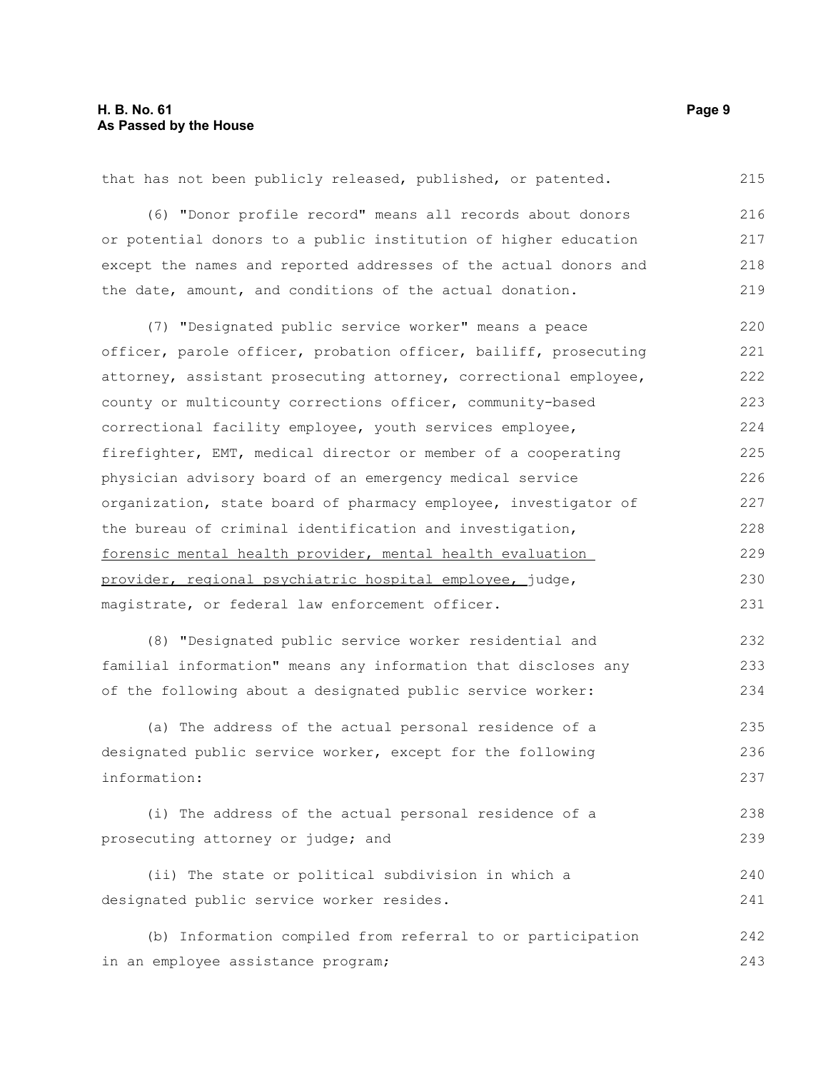that has not been publicly released, published, or patented.

(6) "Donor profile record" means all records about donors or potential donors to a public institution of higher education except the names and reported addresses of the actual donors and the date, amount, and conditions of the actual donation.

(7) "Designated public service worker" means a peace officer, parole officer, probation officer, bailiff, prosecuting attorney, assistant prosecuting attorney, correctional employee, county or multicounty corrections officer, community-based correctional facility employee, youth services employee, firefighter, EMT, medical director or member of a cooperating physician advisory board of an emergency medical service organization, state board of pharmacy employee, investigator of the bureau of criminal identification and investigation, forensic mental health provider, mental health evaluation provider, regional psychiatric hospital employee, judge, magistrate, or federal law enforcement officer.

(8) "Designated public service worker residential and familial information" means any information that discloses any of the following about a designated public service worker:

(a) The address of the actual personal residence of a designated public service worker, except for the following information:

(i) The address of the actual personal residence of a prosecuting attorney or judge; and

(ii) The state or political subdivision in which a designated public service worker resides.

(b) Information compiled from referral to or participation in an employee assistance program;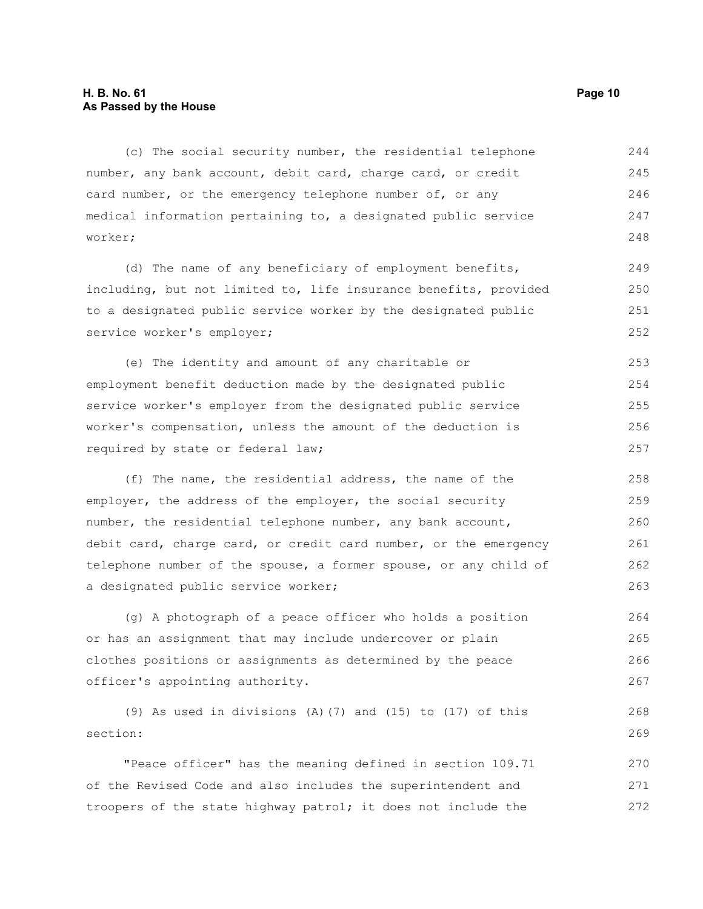(c) The social security number, the residential telephone number, any bank account, debit card, charge card, or credit card number, or the emergency telephone number of, or any medical information pertaining to, a designated public service worker;

(d) The name of any beneficiary of employment benefits, including, but not limited to, life insurance benefits, provided to a designated public service worker by the designated public service worker's employer;

(e) The identity and amount of any charitable or employment benefit deduction made by the designated public service worker's employer from the designated public service worker's compensation, unless the amount of the deduction is required by state or federal law;

(f) The name, the residential address, the name of the employer, the address of the employer, the social security number, the residential telephone number, any bank account, debit card, charge card, or credit card number, or the emergency telephone number of the spouse, a former spouse, or any child of a designated public service worker;

(g) A photograph of a peace officer who holds a position or has an assignment that may include undercover or plain clothes positions or assignments as determined by the peace officer's appointing authority.

(9) As used in divisions (A)(7) and (15) to (17) of this section:

"Peace officer" has the meaning defined in section 109.71 of the Revised Code and also includes the superintendent and troopers of the state highway patrol; it does not include the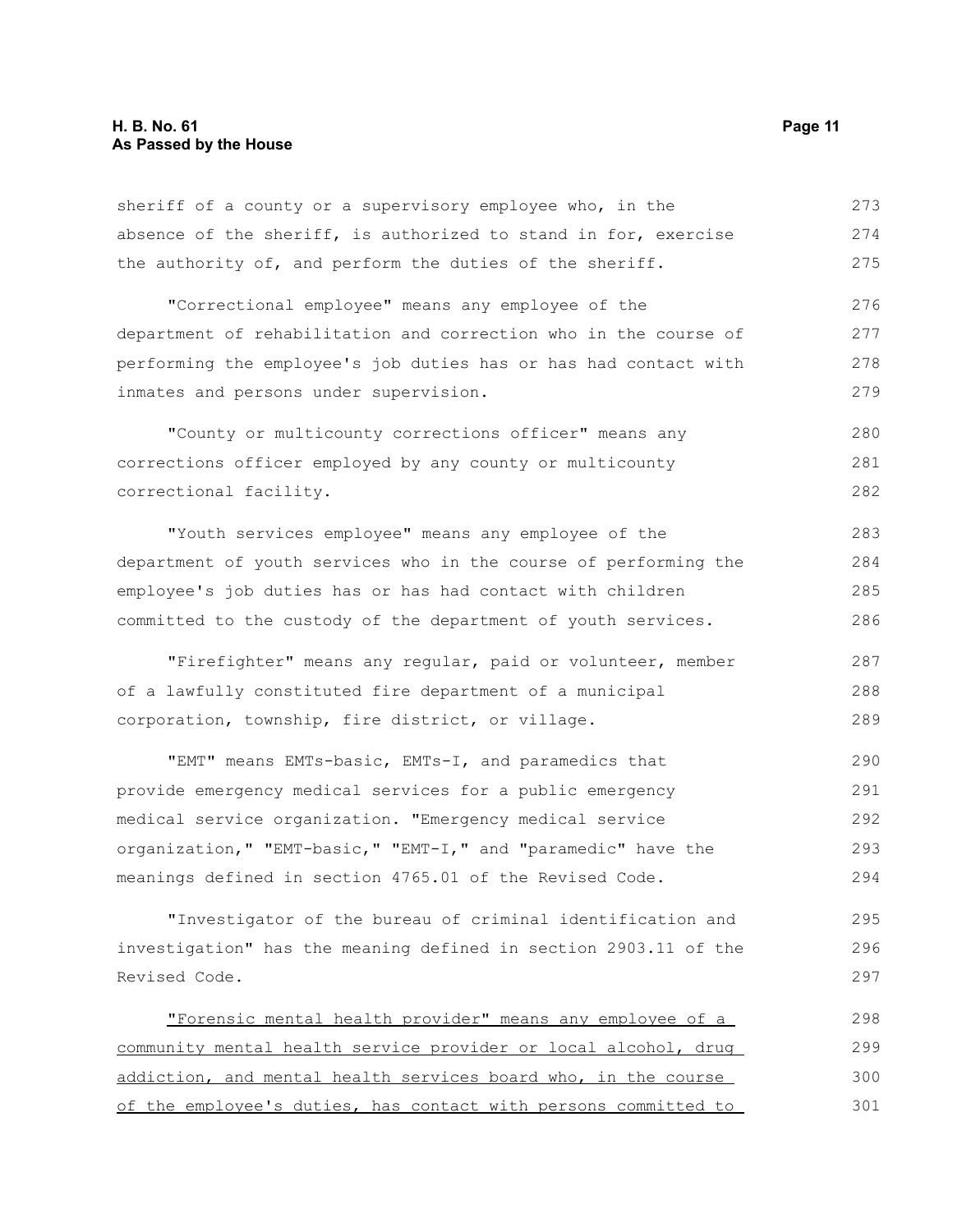sheriff of a county or a supervisory employee who, in the absence of the sheriff, is authorized to stand in for, exercise the authority of, and perform the duties of the sheriff.

"Correctional employee" means any employee of the department of rehabilitation and correction who in the course of performing the employee's job duties has or has had contact with inmates and persons under supervision.

"County or multicounty corrections officer" means any corrections officer employed by any county or multicounty correctional facility.

"Youth services employee" means any employee of the department of youth services who in the course of performing the employee's job duties has or has had contact with children committed to the custody of the department of youth services.

"Firefighter" means any regular, paid or volunteer, member of a lawfully constituted fire department of a municipal corporation, township, fire district, or village.

"EMT" means EMTs-basic, EMTs-I, and paramedics that provide emergency medical services for a public emergency medical service organization. "Emergency medical service organization," "EMT-basic," "EMT-I," and "paramedic" have the meanings defined in section 4765.01 of the Revised Code.

"Investigator of the bureau of criminal identification and investigation" has the meaning defined in section 2903.11 of the Revised Code.

<u>"Forensic mental health provider" means any employee of a community mental health service provider or local alcohol, drug addiction, and mental health services board who, in the course of the employee's duties, has contact with persons committed to</u>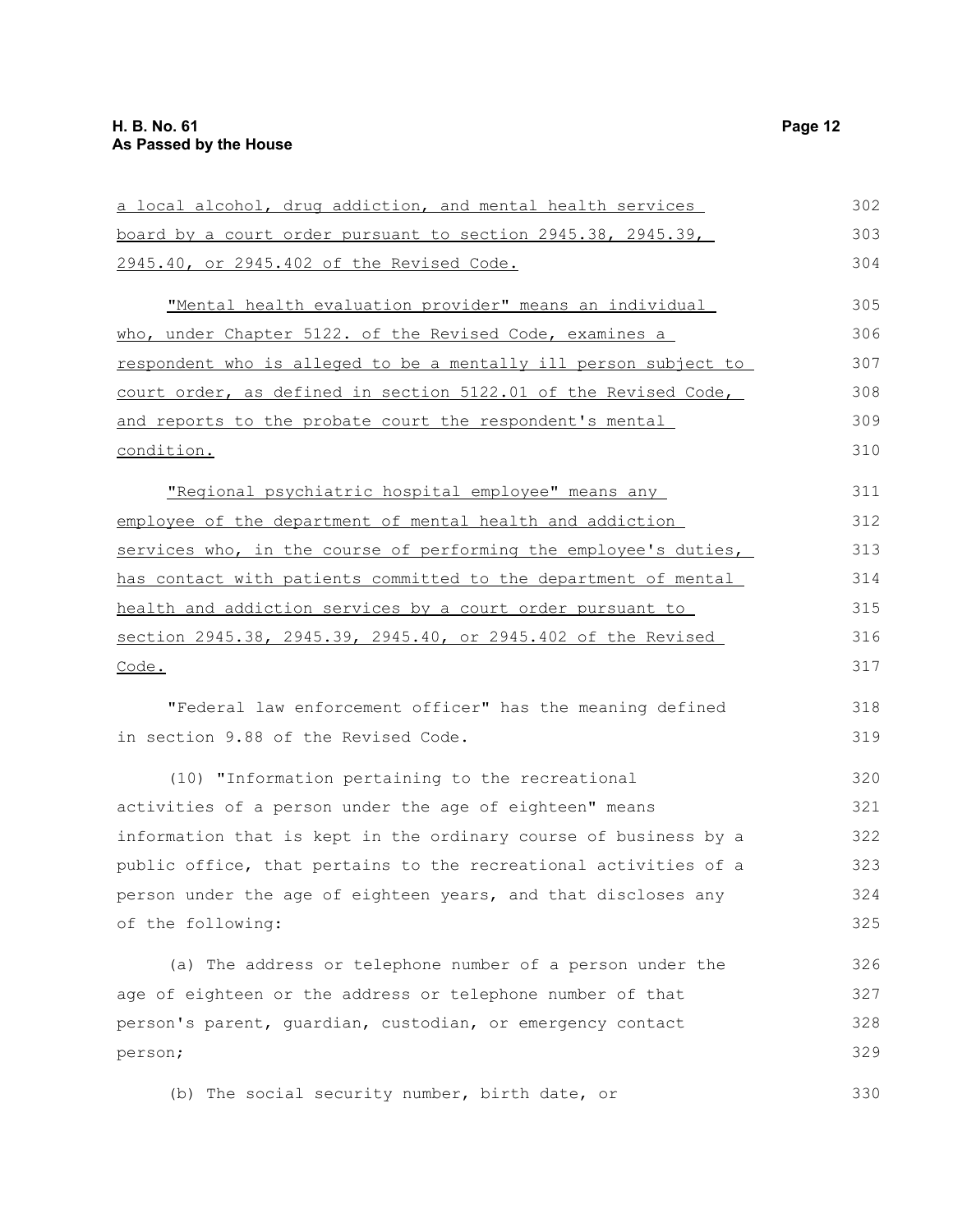a local alcohol, drug addiction, and mental health services board by a court order pursuant to section 2945.38, 2945.39, 2945.40, or 2945.402 of the Revised Code.

"Mental health evaluation provider" means an individual who, under Chapter 5122. of the Revised Code, examines a respondent who is alleged to be a mentally ill person subject to court order, as defined in section 5122.01 of the Revised Code, and reports to the probate court the respondent's mental condition.

"Regional psychiatric hospital employee" means any employee of the department of mental health and addiction services who, in the course of performing the employee's duties, has contact with patients committed to the department of mental health and addiction services by a court order pursuant to section 2945.38, 2945.39, 2945.40, or 2945.402 of the Revised Code.

"Federal law enforcement officer" has the meaning defined in section 9.88 of the Revised Code.

(10) "Information pertaining to the recreational activities of a person under the age of eighteen" means information that is kept in the ordinary course of business by a public office, that pertains to the recreational activities of a person under the age of eighteen years, and that discloses any of the following:

(a) The address or telephone number of a person under the age of eighteen or the address or telephone number of that person's parent, guardian, custodian, or emergency contact person;

(b) The social security number, birth date, or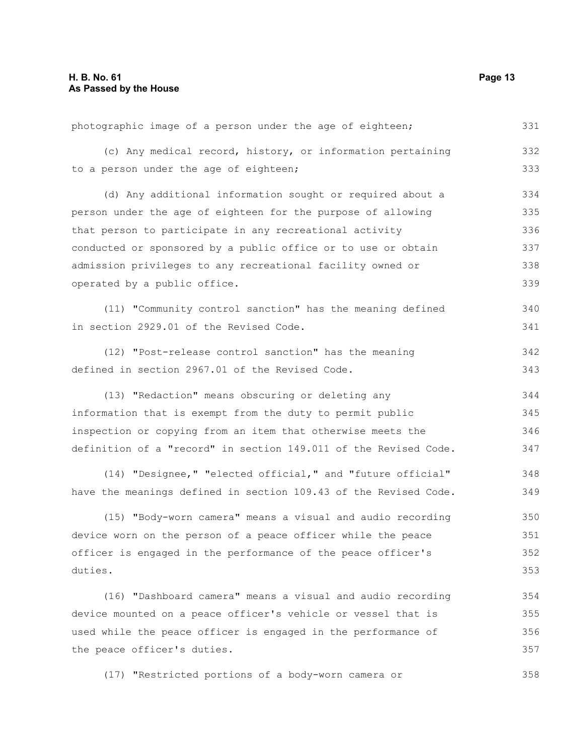photographic image of a person under the age of eighteen;

(c) Any medical record, history, or information pertaining to a person under the age of eighteen;

(d) Any additional information sought or required about a person under the age of eighteen for the purpose of allowing that person to participate in any recreational activity conducted or sponsored by a public office or to use or obtain admission privileges to any recreational facility owned or operated by a public office.

(11) "Community control sanction" has the meaning defined in section 2929.01 of the Revised Code.

(12) "Post-release control sanction" has the meaning defined in section 2967.01 of the Revised Code.

(13) "Redaction" means obscuring or deleting any information that is exempt from the duty to permit public inspection or copying from an item that otherwise meets the definition of a "record" in section 149.011 of the Revised Code.

(14) "Designee," "elected official," and "future official" have the meanings defined in section 109.43 of the Revised Code.

(15) "Body-worn camera" means a visual and audio recording device worn on the person of a peace officer while the peace officer is engaged in the performance of the peace officer's duties.

(16) "Dashboard camera" means a visual and audio recording device mounted on a peace officer's vehicle or vessel that is used while the peace officer is engaged in the performance of the peace officer's duties.

(17) "Restricted portions of a body-worn camera or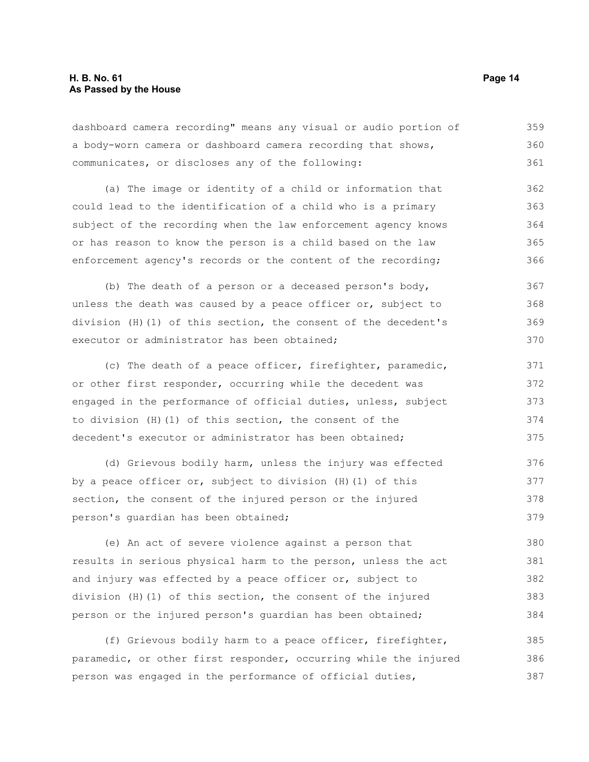dashboard camera recording" means any visual or audio portion of a body-worn camera or dashboard camera recording that shows, communicates, or discloses any of the following:

(a) The image or identity of a child or information that could lead to the identification of a child who is a primary subject of the recording when the law enforcement agency knows or has reason to know the person is a child based on the law enforcement agency's records or the content of the recording;

(b) The death of a person or a deceased person's body, unless the death was caused by a peace officer or, subject to division (H)(1) of this section, the consent of the decedent's executor or administrator has been obtained;

(c) The death of a peace officer, firefighter, paramedic, or other first responder, occurring while the decedent was engaged in the performance of official duties, unless, subject to division (H)(1) of this section, the consent of the decedent's executor or administrator has been obtained;

(d) Grievous bodily harm, unless the injury was effected by a peace officer or, subject to division (H)(1) of this section, the consent of the injured person or the injured person's guardian has been obtained;

(e) An act of severe violence against a person that results in serious physical harm to the person, unless the act and injury was effected by a peace officer or, subject to division (H)(1) of this section, the consent of the injured person or the injured person's guardian has been obtained;

(f) Grievous bodily harm to a peace officer, firefighter, paramedic, or other first responder, occurring while the injured person was engaged in the performance of official duties,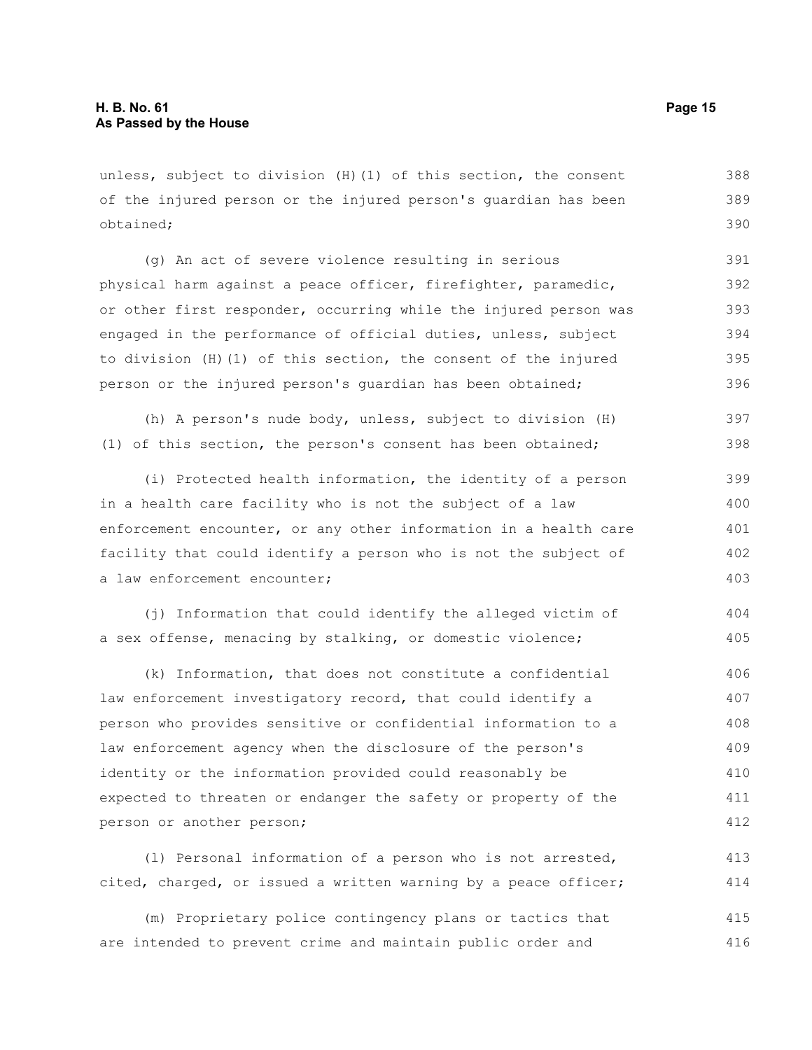unless, subject to division (H)(1) of this section, the consent of the injured person or the injured person's guardian has been obtained;

(g) An act of severe violence resulting in serious physical harm against a peace officer, firefighter, paramedic, or other first responder, occurring while the injured person was engaged in the performance of official duties, unless, subject to division (H)(1) of this section, the consent of the injured person or the injured person's guardian has been obtained;

(h) A person's nude body, unless, subject to division (H)(1) of this section, the person's consent has been obtained;

(i) Protected health information, the identity of a person in a health care facility who is not the subject of a law enforcement encounter, or any other information in a health care facility that could identify a person who is not the subject of a law enforcement encounter;

(j) Information that could identify the alleged victim of a sex offense, menacing by stalking, or domestic violence;

(k) Information, that does not constitute a confidential law enforcement investigatory record, that could identify a person who provides sensitive or confidential information to a law enforcement agency when the disclosure of the person's identity or the information provided could reasonably be expected to threaten or endanger the safety or property of the person or another person;

(l) Personal information of a person who is not arrested, cited, charged, or issued a written warning by a peace officer;

(m) Proprietary police contingency plans or tactics that are intended to prevent crime and maintain public order and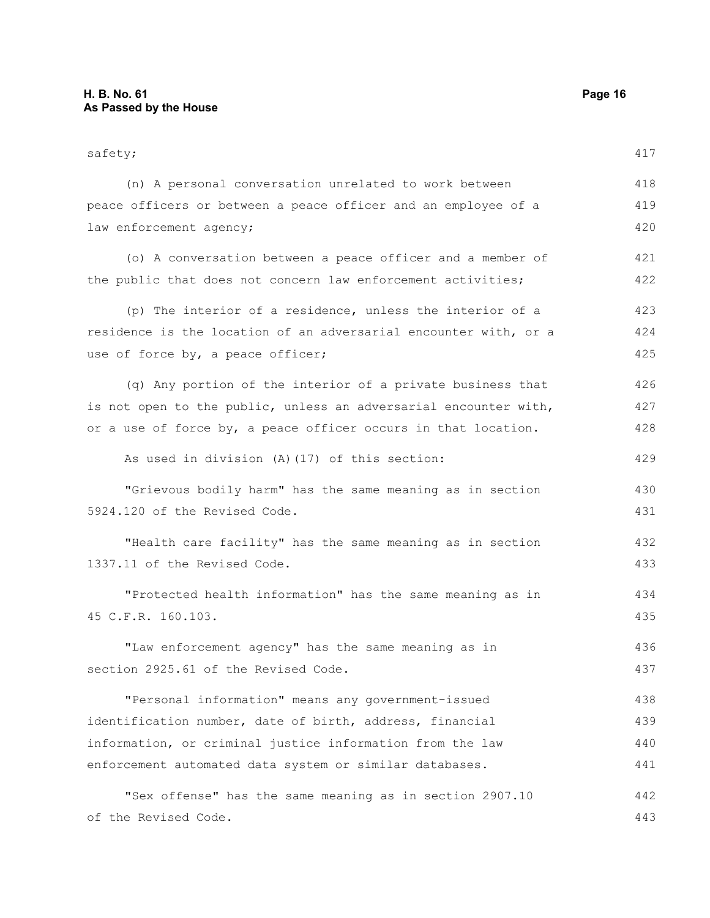safety;

(n) A personal conversation unrelated to work between peace officers or between a peace officer and an employee of a law enforcement agency;

(o) A conversation between a peace officer and a member of the public that does not concern law enforcement activities;

(p) The interior of a residence, unless the interior of a residence is the location of an adversarial encounter with, or a use of force by, a peace officer;

(q) Any portion of the interior of a private business that is not open to the public, unless an adversarial encounter with, or a use of force by, a peace officer occurs in that location.

As used in division (A)(17) of this section:

"Grievous bodily harm" has the same meaning as in section 5924.120 of the Revised Code.

"Health care facility" has the same meaning as in section 1337.11 of the Revised Code.

"Protected health information" has the same meaning as in 45 C.F.R. 160.103.

"Law enforcement agency" has the same meaning as in section 2925.61 of the Revised Code.

"Personal information" means any government-issued identification number, date of birth, address, financial information, or criminal justice information from the law enforcement automated data system or similar databases.

"Sex offense" has the same meaning as in section 2907.10 of the Revised Code.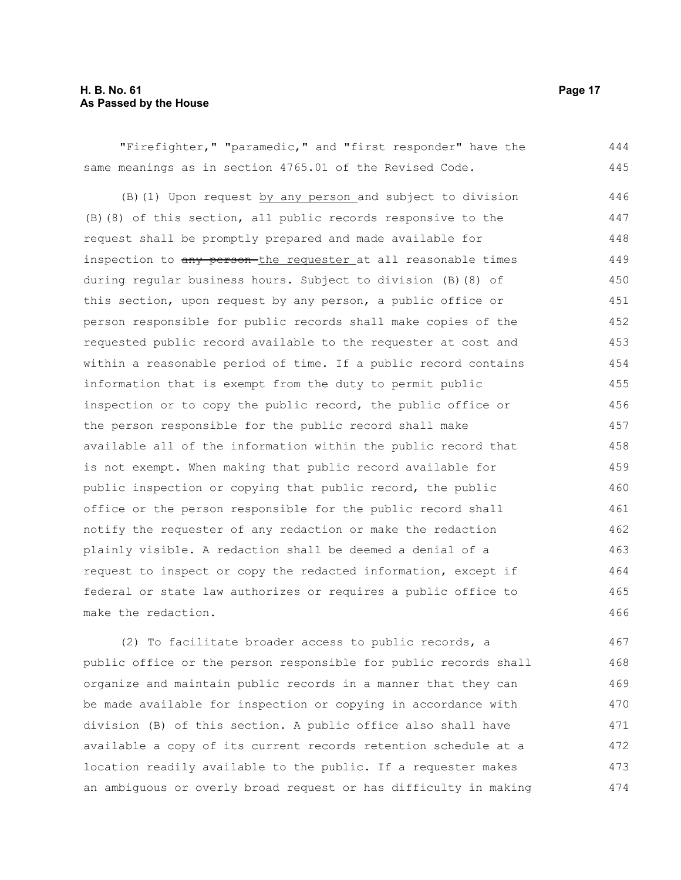"Firefighter," "paramedic," and "first responder" have the same meanings as in section 4765.01 of the Revised Code.

(B)(1) Upon request <u>by any person</u> and subject to division (B)(8) of this section, all public records responsive to the request shall be promptly prepared and made available for inspection to ~~any person~~ <u>the requester</u> at all reasonable times during regular business hours. Subject to division (B)(8) of this section, upon request by any person, a public office or person responsible for public records shall make copies of the requested public record available to the requester at cost and within a reasonable period of time. If a public record contains information that is exempt from the duty to permit public inspection or to copy the public record, the public office or the person responsible for the public record shall make available all of the information within the public record that is not exempt. When making that public record available for public inspection or copying that public record, the public office or the person responsible for the public record shall notify the requester of any redaction or make the redaction plainly visible. A redaction shall be deemed a denial of a request to inspect or copy the redacted information, except if federal or state law authorizes or requires a public office to make the redaction.

(2) To facilitate broader access to public records, a public office or the person responsible for public records shall organize and maintain public records in a manner that they can be made available for inspection or copying in accordance with division (B) of this section. A public office also shall have available a copy of its current records retention schedule at a location readily available to the public. If a requester makes an ambiguous or overly broad request or has difficulty in making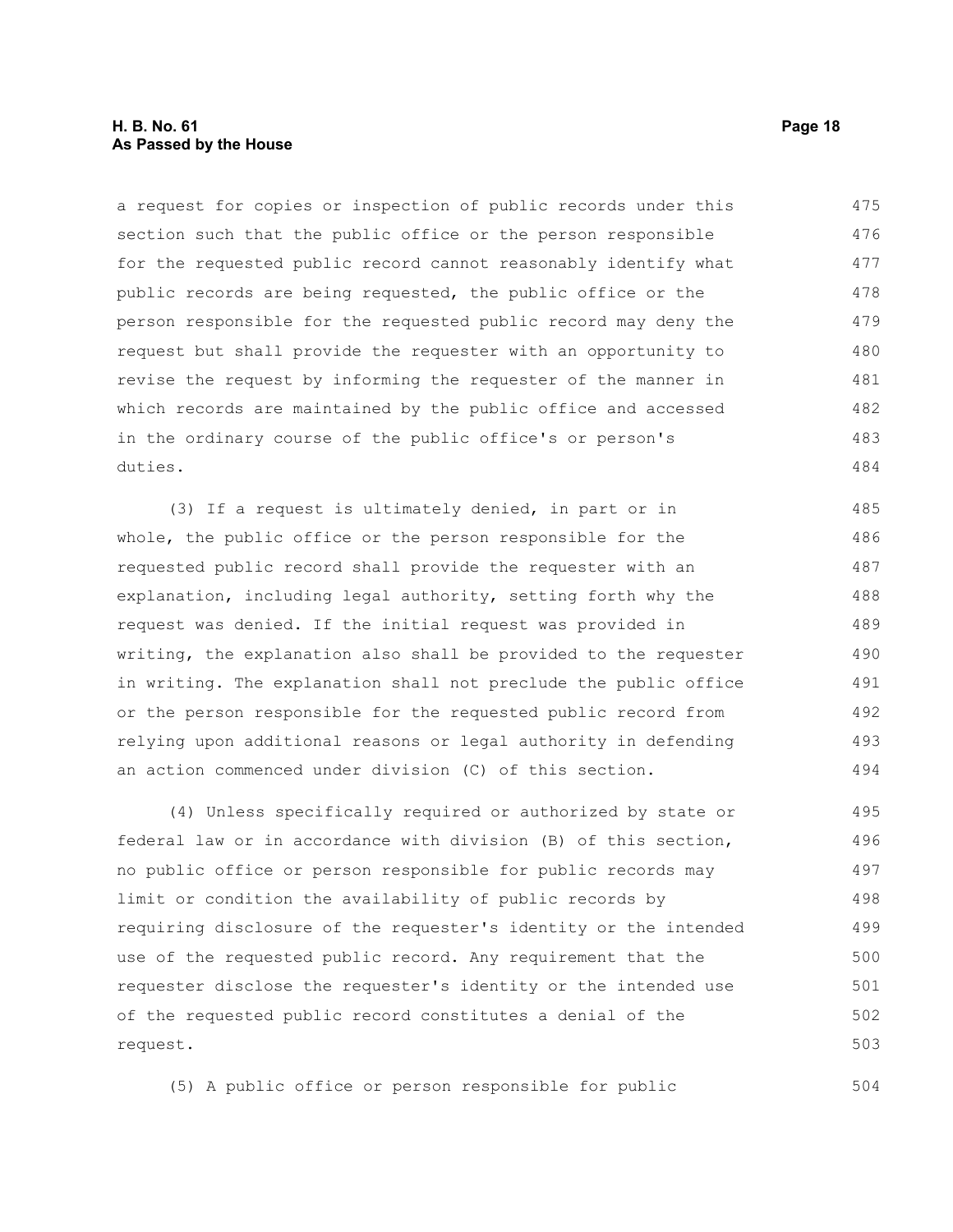a request for copies or inspection of public records under this section such that the public office or the person responsible for the requested public record cannot reasonably identify what public records are being requested, the public office or the person responsible for the requested public record may deny the request but shall provide the requester with an opportunity to revise the request by informing the requester of the manner in which records are maintained by the public office and accessed in the ordinary course of the public office's or person's duties.

(3) If a request is ultimately denied, in part or in whole, the public office or the person responsible for the requested public record shall provide the requester with an explanation, including legal authority, setting forth why the request was denied. If the initial request was provided in writing, the explanation also shall be provided to the requester in writing. The explanation shall not preclude the public office or the person responsible for the requested public record from relying upon additional reasons or legal authority in defending an action commenced under division (C) of this section.

(4) Unless specifically required or authorized by state or federal law or in accordance with division (B) of this section, no public office or person responsible for public records may limit or condition the availability of public records by requiring disclosure of the requester's identity or the intended use of the requested public record. Any requirement that the requester disclose the requester's identity or the intended use of the requested public record constitutes a denial of the request.

(5) A public office or person responsible for public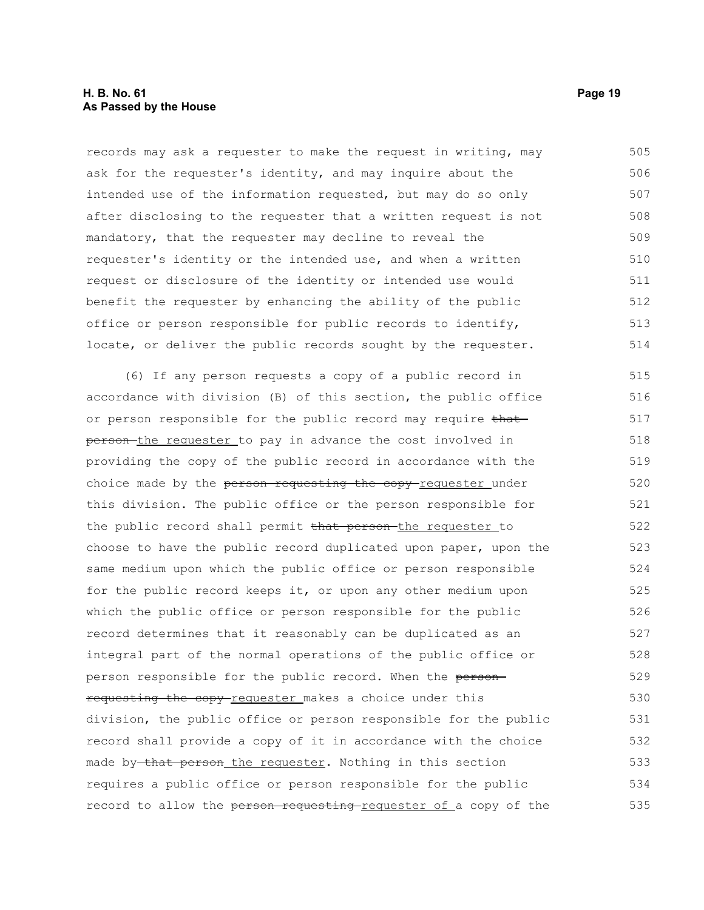records may ask a requester to make the request in writing, may ask for the requester's identity, and may inquire about the intended use of the information requested, but may do so only after disclosing to the requester that a written request is not mandatory, that the requester may decline to reveal the requester's identity or the intended use, and when a written request or disclosure of the identity or intended use would benefit the requester by enhancing the ability of the public office or person responsible for public records to identify, locate, or deliver the public records sought by the requester.

(6) If any person requests a copy of a public record in accordance with division (B) of this section, the public office or person responsible for the public record may require ~~that person~~ <u>the requester</u> to pay in advance the cost involved in providing the copy of the public record in accordance with the choice made by the ~~person requesting the copy~~ <u>requester</u> under this division. The public office or the person responsible for the public record shall permit ~~that person~~ <u>the requester</u> to choose to have the public record duplicated upon paper, upon the same medium upon which the public office or person responsible for the public record keeps it, or upon any other medium upon which the public office or person responsible for the public record determines that it reasonably can be duplicated as an integral part of the normal operations of the public office or person responsible for the public record. When the ~~person requesting the copy~~ <u>requester</u> makes a choice under this division, the public office or person responsible for the public record shall provide a copy of it in accordance with the choice made by ~~that person~~ <u>the requester</u>. Nothing in this section requires a public office or person responsible for the public record to allow the ~~person requesting~~ <u>requester of</u> a copy of the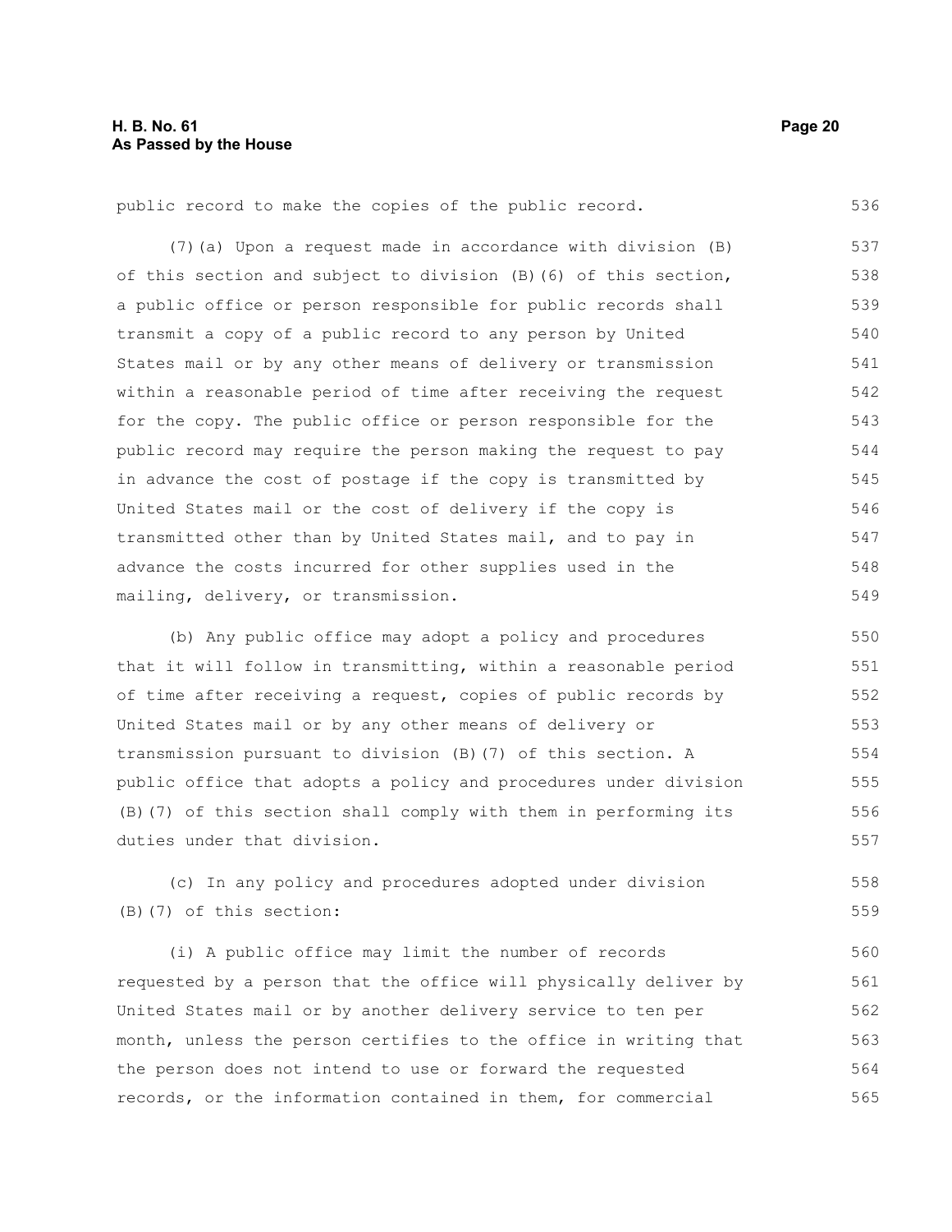public record to make the copies of the public record.

(7)(a) Upon a request made in accordance with division (B) of this section and subject to division (B)(6) of this section, a public office or person responsible for public records shall transmit a copy of a public record to any person by United States mail or by any other means of delivery or transmission within a reasonable period of time after receiving the request for the copy. The public office or person responsible for the public record may require the person making the request to pay in advance the cost of postage if the copy is transmitted by United States mail or the cost of delivery if the copy is transmitted other than by United States mail, and to pay in advance the costs incurred for other supplies used in the mailing, delivery, or transmission.

(b) Any public office may adopt a policy and procedures that it will follow in transmitting, within a reasonable period of time after receiving a request, copies of public records by United States mail or by any other means of delivery or transmission pursuant to division (B)(7) of this section. A public office that adopts a policy and procedures under division (B)(7) of this section shall comply with them in performing its duties under that division.

(c) In any policy and procedures adopted under division (B)(7) of this section:

(i) A public office may limit the number of records requested by a person that the office will physically deliver by United States mail or by another delivery service to ten per month, unless the person certifies to the office in writing that the person does not intend to use or forward the requested records, or the information contained in them, for commercial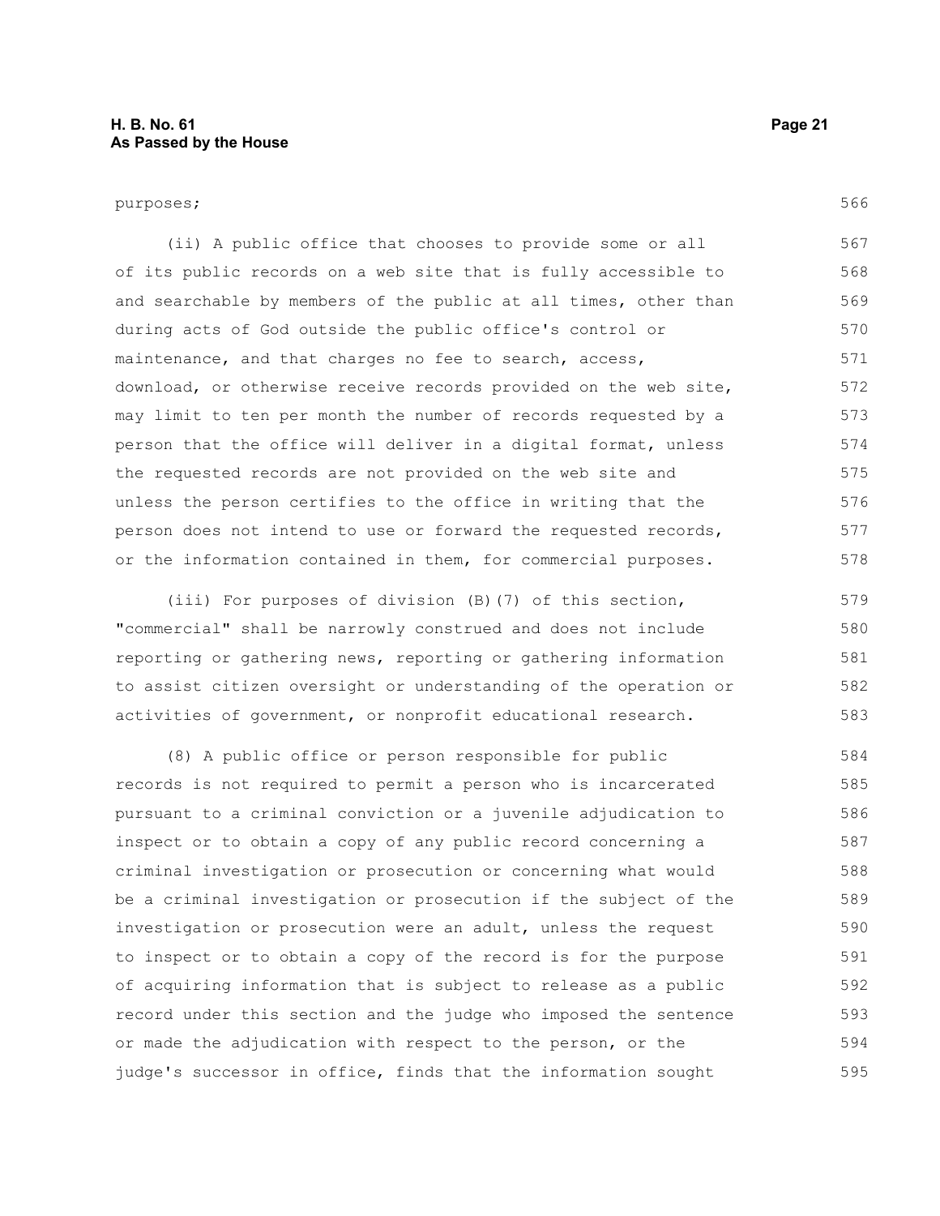purposes;

(ii) A public office that chooses to provide some or all of its public records on a web site that is fully accessible to and searchable by members of the public at all times, other than during acts of God outside the public office's control or maintenance, and that charges no fee to search, access, download, or otherwise receive records provided on the web site, may limit to ten per month the number of records requested by a person that the office will deliver in a digital format, unless the requested records are not provided on the web site and unless the person certifies to the office in writing that the person does not intend to use or forward the requested records, or the information contained in them, for commercial purposes.

(iii) For purposes of division (B)(7) of this section, "commercial" shall be narrowly construed and does not include reporting or gathering news, reporting or gathering information to assist citizen oversight or understanding of the operation or activities of government, or nonprofit educational research.

(8) A public office or person responsible for public records is not required to permit a person who is incarcerated pursuant to a criminal conviction or a juvenile adjudication to inspect or to obtain a copy of any public record concerning a criminal investigation or prosecution or concerning what would be a criminal investigation or prosecution if the subject of the investigation or prosecution were an adult, unless the request to inspect or to obtain a copy of the record is for the purpose of acquiring information that is subject to release as a public record under this section and the judge who imposed the sentence or made the adjudication with respect to the person, or the judge's successor in office, finds that the information sought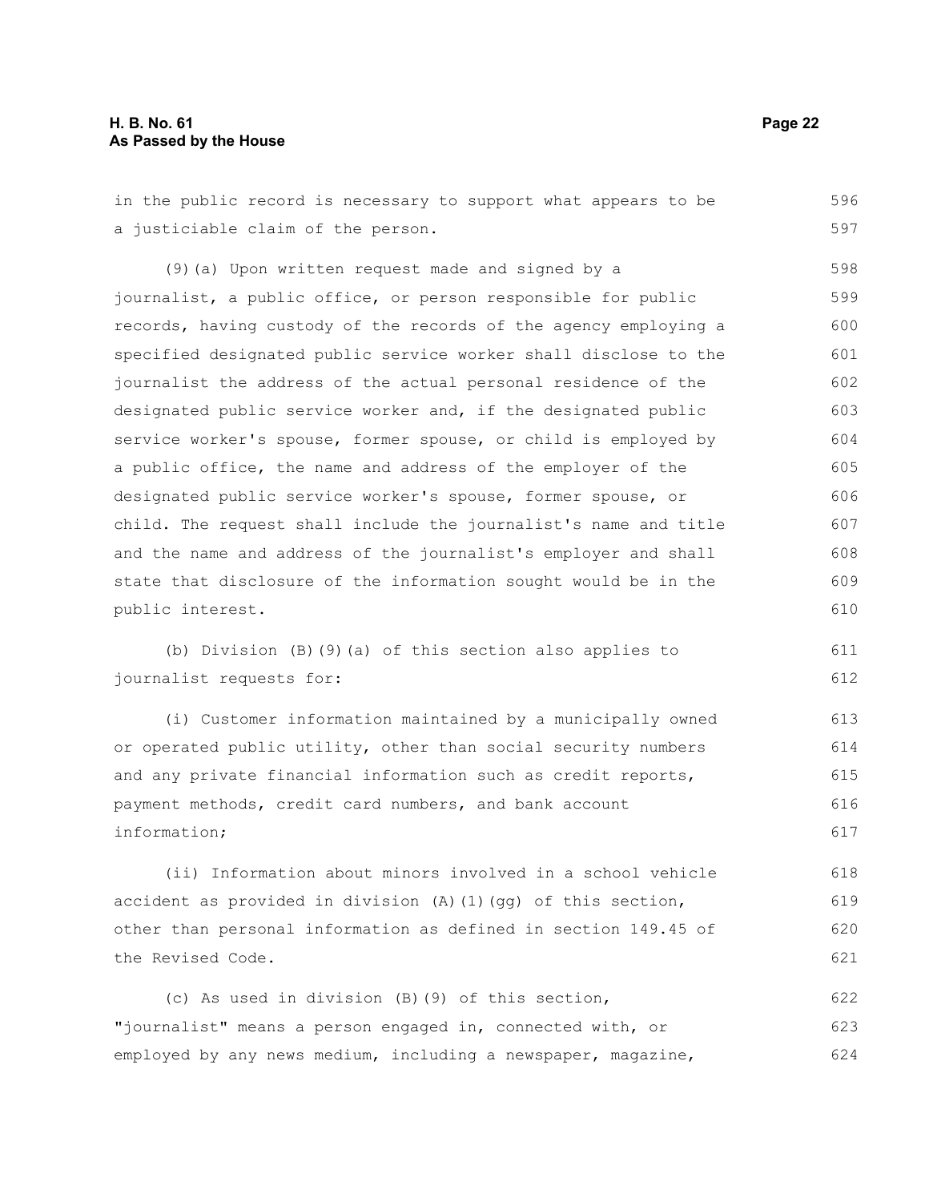in the public record is necessary to support what appears to be a justiciable claim of the person.

(9)(a) Upon written request made and signed by a journalist, a public office, or person responsible for public records, having custody of the records of the agency employing a specified designated public service worker shall disclose to the journalist the address of the actual personal residence of the designated public service worker and, if the designated public service worker's spouse, former spouse, or child is employed by a public office, the name and address of the employer of the designated public service worker's spouse, former spouse, or child. The request shall include the journalist's name and title and the name and address of the journalist's employer and shall state that disclosure of the information sought would be in the public interest.

(b) Division (B)(9)(a) of this section also applies to journalist requests for:

(i) Customer information maintained by a municipally owned or operated public utility, other than social security numbers and any private financial information such as credit reports, payment methods, credit card numbers, and bank account information;

(ii) Information about minors involved in a school vehicle accident as provided in division (A)(1)(gg) of this section, other than personal information as defined in section 149.45 of the Revised Code.

(c) As used in division (B)(9) of this section, "journalist" means a person engaged in, connected with, or employed by any news medium, including a newspaper, magazine,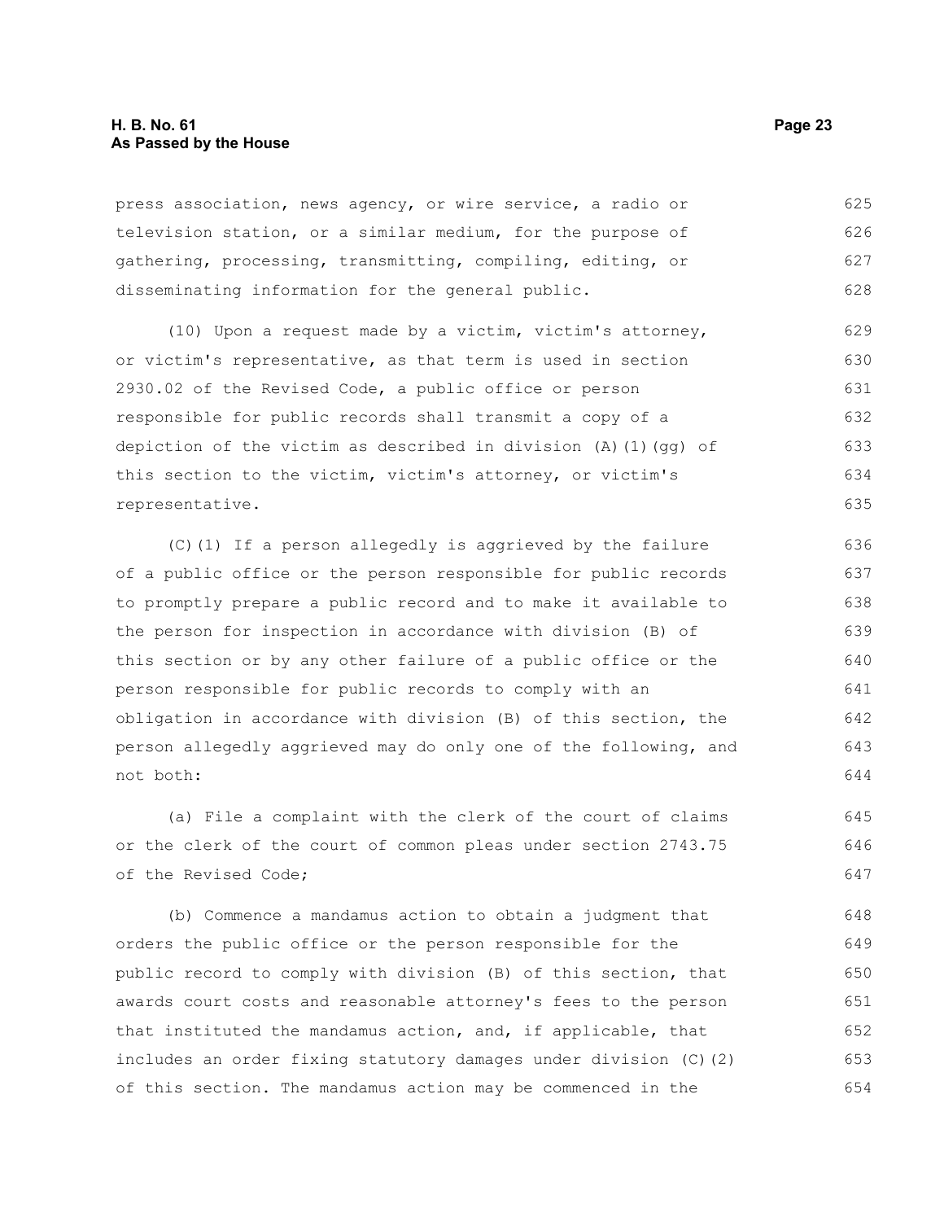press association, news agency, or wire service, a radio or television station, or a similar medium, for the purpose of gathering, processing, transmitting, compiling, editing, or disseminating information for the general public.

(10) Upon a request made by a victim, victim's attorney, or victim's representative, as that term is used in section 2930.02 of the Revised Code, a public office or person responsible for public records shall transmit a copy of a depiction of the victim as described in division (A)(1)(gg) of this section to the victim, victim's attorney, or victim's representative.

(C)(1) If a person allegedly is aggrieved by the failure of a public office or the person responsible for public records to promptly prepare a public record and to make it available to the person for inspection in accordance with division (B) of this section or by any other failure of a public office or the person responsible for public records to comply with an obligation in accordance with division (B) of this section, the person allegedly aggrieved may do only one of the following, and not both:

(a) File a complaint with the clerk of the court of claims or the clerk of the court of common pleas under section 2743.75 of the Revised Code;

(b) Commence a mandamus action to obtain a judgment that orders the public office or the person responsible for the public record to comply with division (B) of this section, that awards court costs and reasonable attorney's fees to the person that instituted the mandamus action, and, if applicable, that includes an order fixing statutory damages under division (C)(2) of this section. The mandamus action may be commenced in the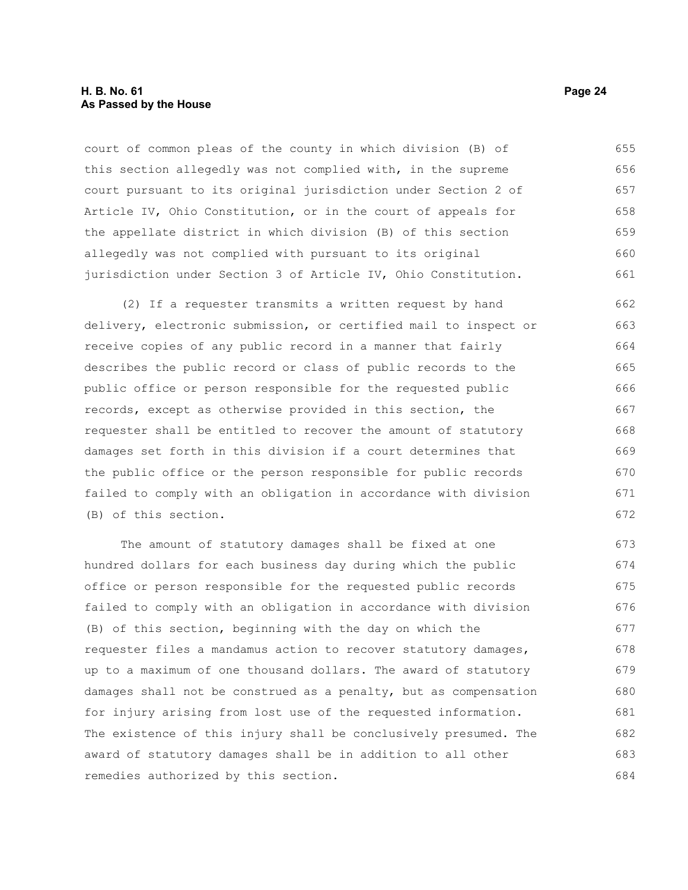court of common pleas of the county in which division (B) of this section allegedly was not complied with, in the supreme court pursuant to its original jurisdiction under Section 2 of Article IV, Ohio Constitution, or in the court of appeals for the appellate district in which division (B) of this section allegedly was not complied with pursuant to its original jurisdiction under Section 3 of Article IV, Ohio Constitution.

(2) If a requester transmits a written request by hand delivery, electronic submission, or certified mail to inspect or receive copies of any public record in a manner that fairly describes the public record or class of public records to the public office or person responsible for the requested public records, except as otherwise provided in this section, the requester shall be entitled to recover the amount of statutory damages set forth in this division if a court determines that the public office or the person responsible for public records failed to comply with an obligation in accordance with division (B) of this section.

The amount of statutory damages shall be fixed at one hundred dollars for each business day during which the public office or person responsible for the requested public records failed to comply with an obligation in accordance with division (B) of this section, beginning with the day on which the requester files a mandamus action to recover statutory damages, up to a maximum of one thousand dollars. The award of statutory damages shall not be construed as a penalty, but as compensation for injury arising from lost use of the requested information. The existence of this injury shall be conclusively presumed. The award of statutory damages shall be in addition to all other remedies authorized by this section.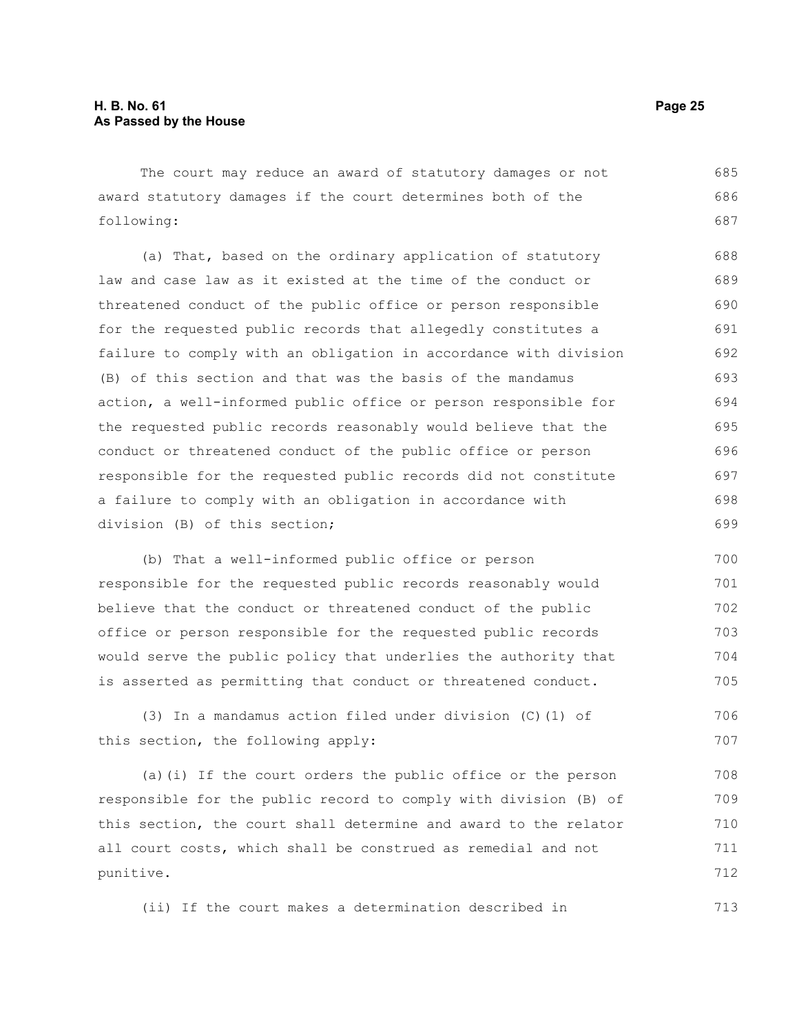The court may reduce an award of statutory damages or not award statutory damages if the court determines both of the following:

(a) That, based on the ordinary application of statutory law and case law as it existed at the time of the conduct or threatened conduct of the public office or person responsible for the requested public records that allegedly constitutes a failure to comply with an obligation in accordance with division (B) of this section and that was the basis of the mandamus action, a well-informed public office or person responsible for the requested public records reasonably would believe that the conduct or threatened conduct of the public office or person responsible for the requested public records did not constitute a failure to comply with an obligation in accordance with division (B) of this section;

(b) That a well-informed public office or person responsible for the requested public records reasonably would believe that the conduct or threatened conduct of the public office or person responsible for the requested public records would serve the public policy that underlies the authority that is asserted as permitting that conduct or threatened conduct.

(3) In a mandamus action filed under division (C)(1) of this section, the following apply:

(a)(i) If the court orders the public office or the person responsible for the public record to comply with division (B) of this section, the court shall determine and award to the relator all court costs, which shall be construed as remedial and not punitive.

(ii) If the court makes a determination described in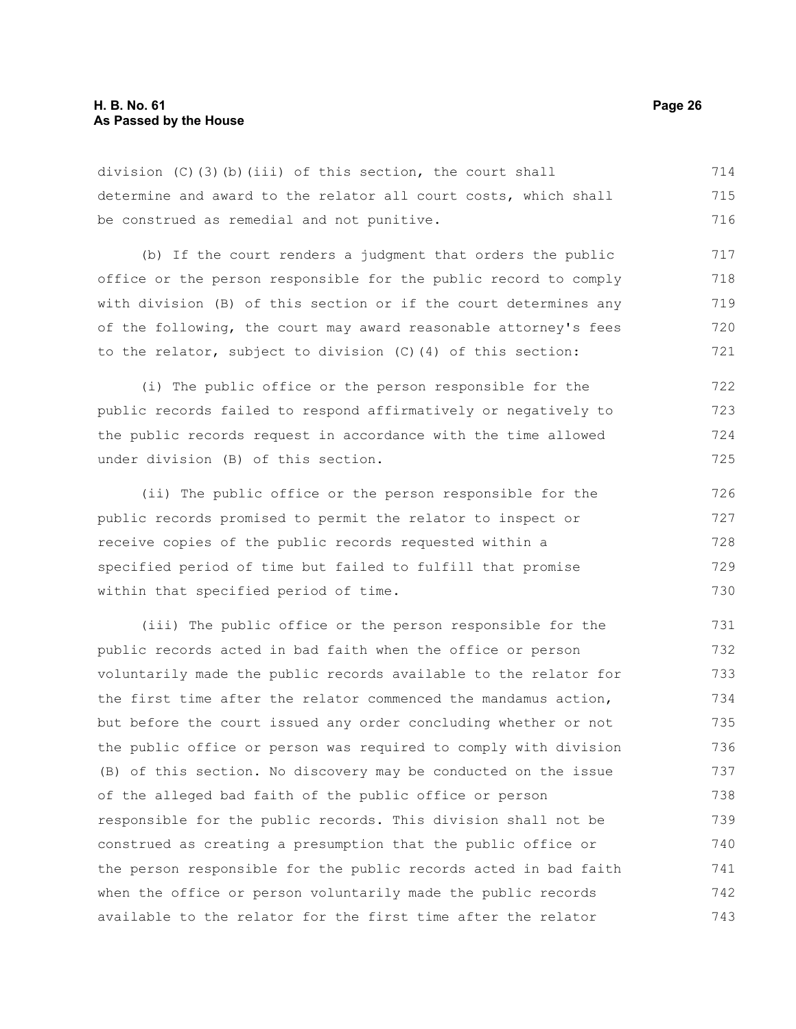division (C)(3)(b)(iii) of this section, the court shall determine and award to the relator all court costs, which shall be construed as remedial and not punitive.

(b) If the court renders a judgment that orders the public office or the person responsible for the public record to comply with division (B) of this section or if the court determines any of the following, the court may award reasonable attorney's fees to the relator, subject to division (C)(4) of this section:

(i) The public office or the person responsible for the public records failed to respond affirmatively or negatively to the public records request in accordance with the time allowed under division (B) of this section.

(ii) The public office or the person responsible for the public records promised to permit the relator to inspect or receive copies of the public records requested within a specified period of time but failed to fulfill that promise within that specified period of time.

(iii) The public office or the person responsible for the public records acted in bad faith when the office or person voluntarily made the public records available to the relator for the first time after the relator commenced the mandamus action, but before the court issued any order concluding whether or not the public office or person was required to comply with division (B) of this section. No discovery may be conducted on the issue of the alleged bad faith of the public office or person responsible for the public records. This division shall not be construed as creating a presumption that the public office or the person responsible for the public records acted in bad faith when the office or person voluntarily made the public records available to the relator for the first time after the relator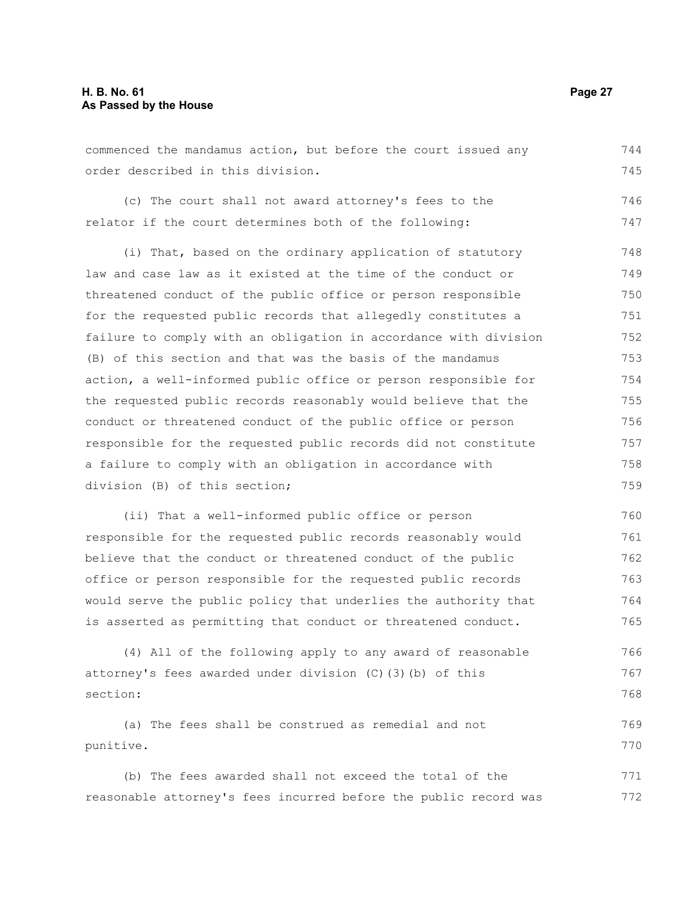commenced the mandamus action, but before the court issued any order described in this division.

(c) The court shall not award attorney's fees to the relator if the court determines both of the following:

(i) That, based on the ordinary application of statutory law and case law as it existed at the time of the conduct or threatened conduct of the public office or person responsible for the requested public records that allegedly constitutes a failure to comply with an obligation in accordance with division (B) of this section and that was the basis of the mandamus action, a well-informed public office or person responsible for the requested public records reasonably would believe that the conduct or threatened conduct of the public office or person responsible for the requested public records did not constitute a failure to comply with an obligation in accordance with division (B) of this section;

(ii) That a well-informed public office or person responsible for the requested public records reasonably would believe that the conduct or threatened conduct of the public office or person responsible for the requested public records would serve the public policy that underlies the authority that is asserted as permitting that conduct or threatened conduct.

(4) All of the following apply to any award of reasonable attorney's fees awarded under division (C)(3)(b) of this section:

(a) The fees shall be construed as remedial and not punitive.

(b) The fees awarded shall not exceed the total of the reasonable attorney's fees incurred before the public record was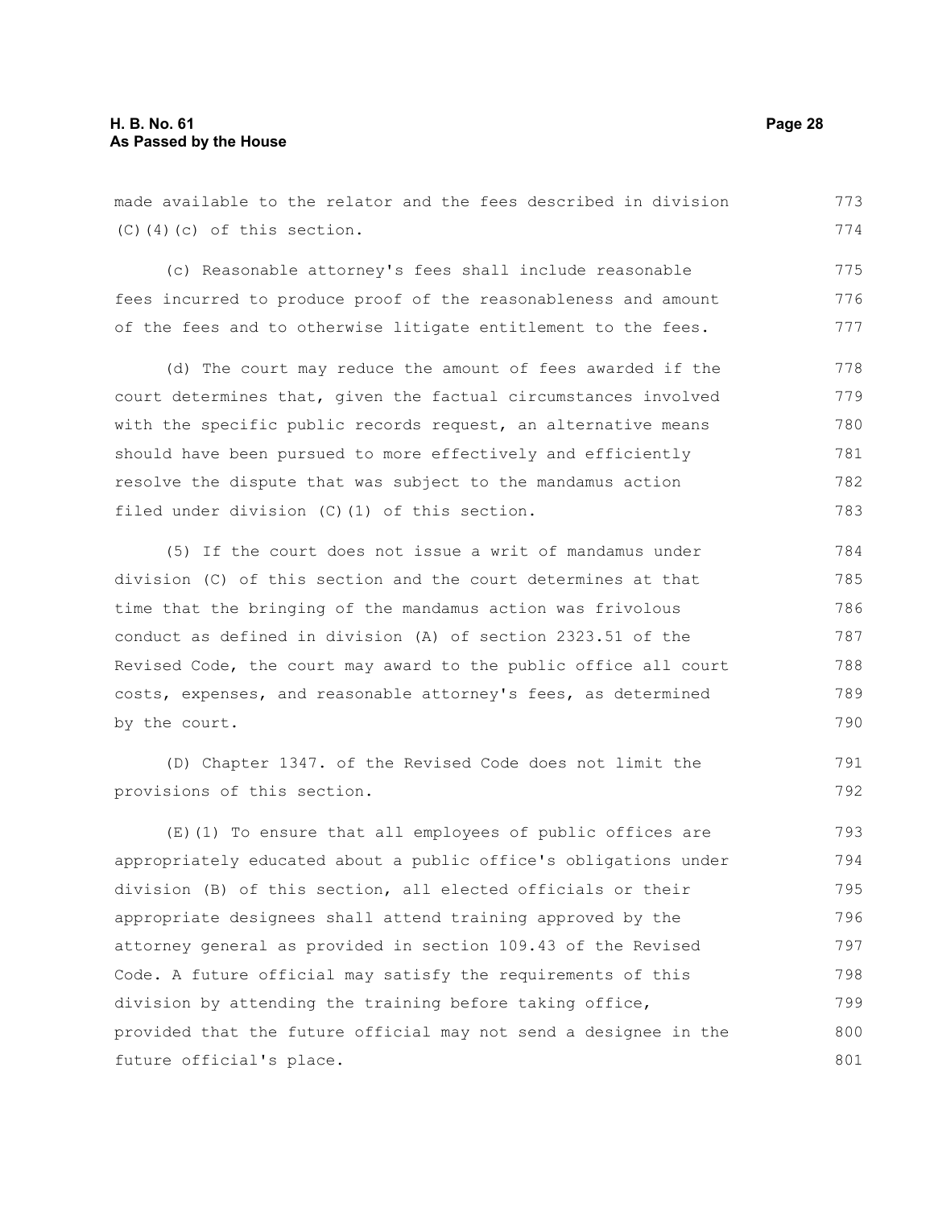made available to the relator and the fees described in division (C)(4)(c) of this section.

(c) Reasonable attorney's fees shall include reasonable fees incurred to produce proof of the reasonableness and amount of the fees and to otherwise litigate entitlement to the fees.

(d) The court may reduce the amount of fees awarded if the court determines that, given the factual circumstances involved with the specific public records request, an alternative means should have been pursued to more effectively and efficiently resolve the dispute that was subject to the mandamus action filed under division (C)(1) of this section.

(5) If the court does not issue a writ of mandamus under division (C) of this section and the court determines at that time that the bringing of the mandamus action was frivolous conduct as defined in division (A) of section 2323.51 of the Revised Code, the court may award to the public office all court costs, expenses, and reasonable attorney's fees, as determined by the court.

(D) Chapter 1347. of the Revised Code does not limit the provisions of this section.

(E)(1) To ensure that all employees of public offices are appropriately educated about a public office's obligations under division (B) of this section, all elected officials or their appropriate designees shall attend training approved by the attorney general as provided in section 109.43 of the Revised Code. A future official may satisfy the requirements of this division by attending the training before taking office, provided that the future official may not send a designee in the future official's place.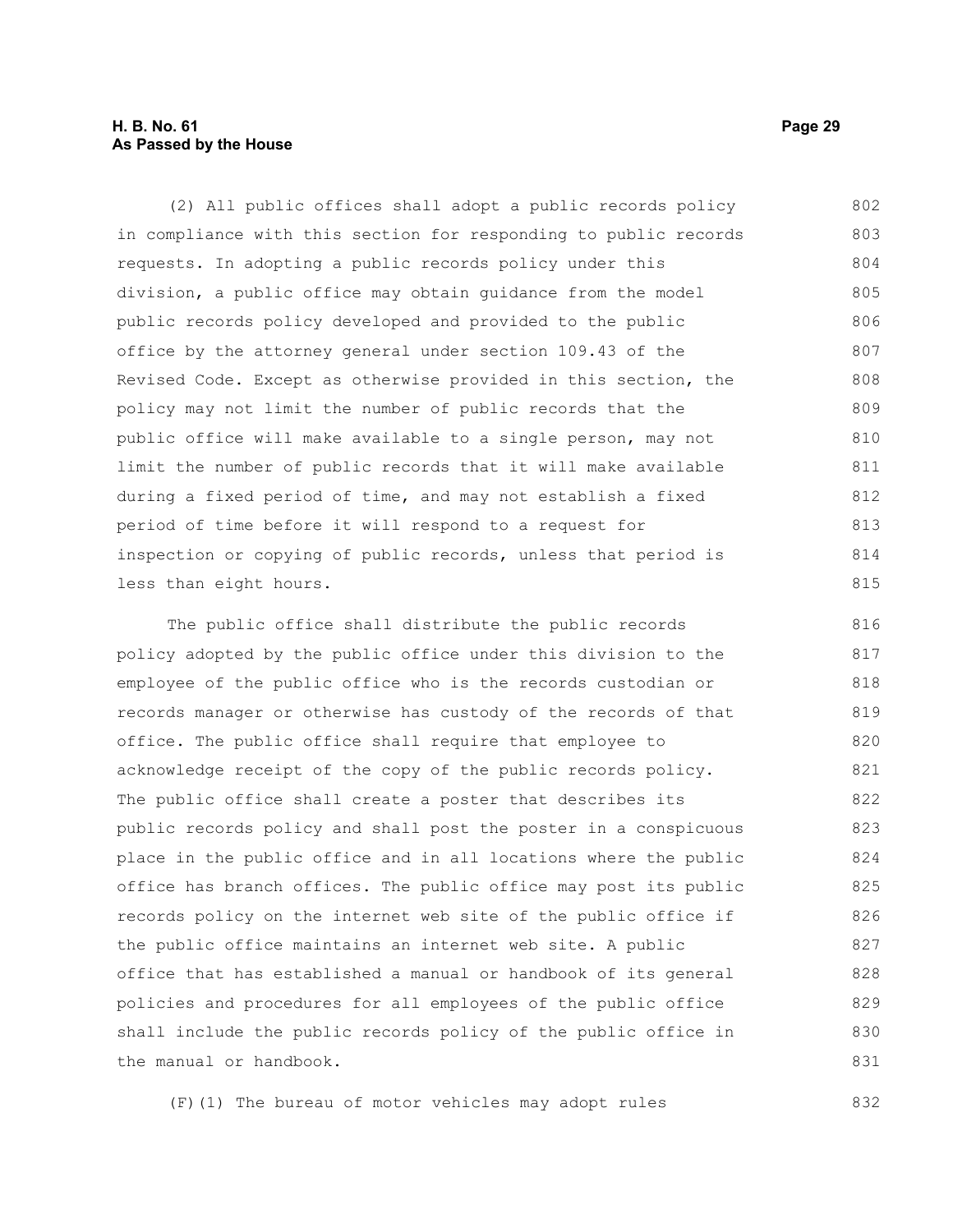(2) All public offices shall adopt a public records policy in compliance with this section for responding to public records requests. In adopting a public records policy under this division, a public office may obtain guidance from the model public records policy developed and provided to the public office by the attorney general under section 109.43 of the Revised Code. Except as otherwise provided in this section, the policy may not limit the number of public records that the public office will make available to a single person, may not limit the number of public records that it will make available during a fixed period of time, and may not establish a fixed period of time before it will respond to a request for inspection or copying of public records, unless that period is less than eight hours.

The public office shall distribute the public records policy adopted by the public office under this division to the employee of the public office who is the records custodian or records manager or otherwise has custody of the records of that office. The public office shall require that employee to acknowledge receipt of the copy of the public records policy. The public office shall create a poster that describes its public records policy and shall post the poster in a conspicuous place in the public office and in all locations where the public office has branch offices. The public office may post its public records policy on the internet web site of the public office if the public office maintains an internet web site. A public office that has established a manual or handbook of its general policies and procedures for all employees of the public office shall include the public records policy of the public office in the manual or handbook.

(F)(1) The bureau of motor vehicles may adopt rules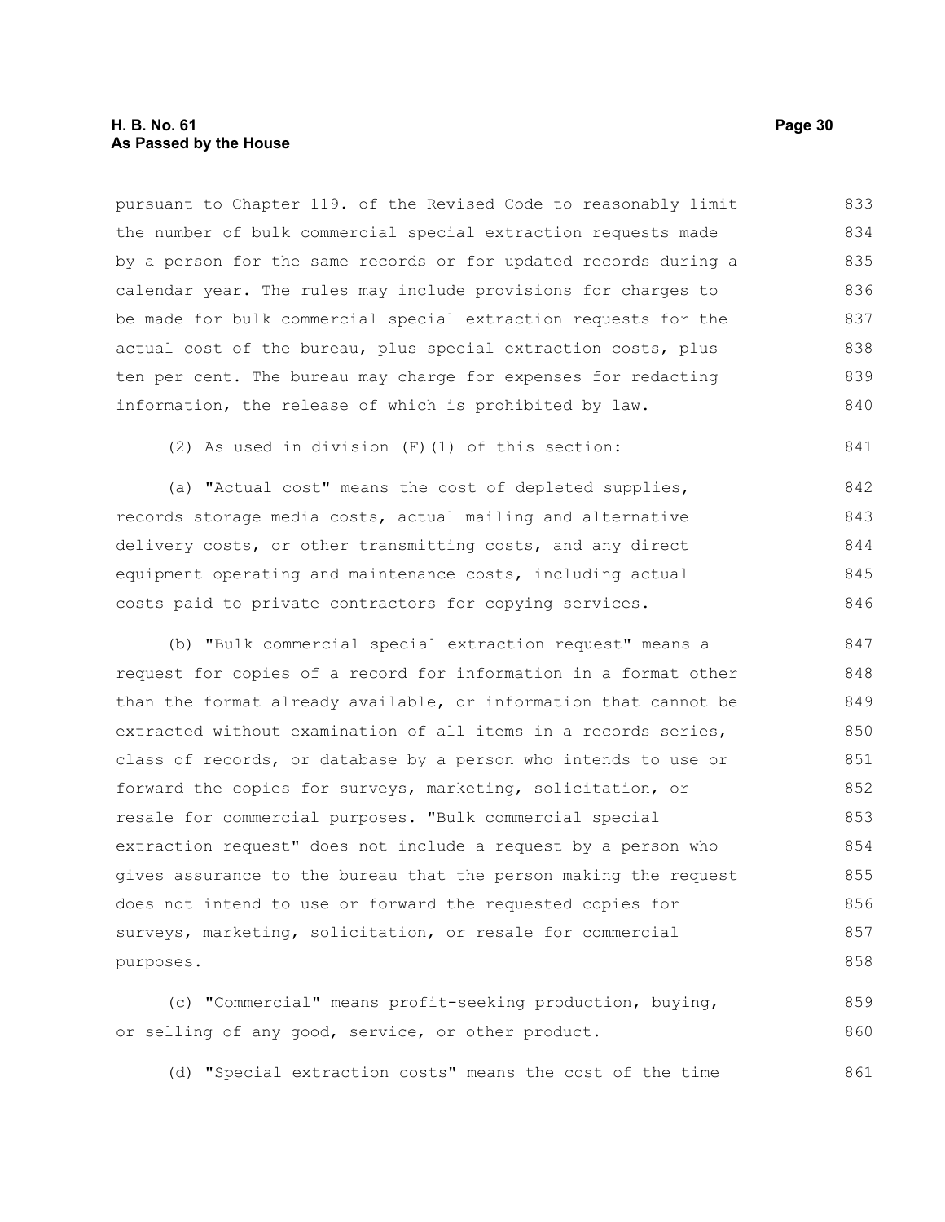pursuant to Chapter 119. of the Revised Code to reasonably limit the number of bulk commercial special extraction requests made by a person for the same records or for updated records during a calendar year. The rules may include provisions for charges to be made for bulk commercial special extraction requests for the actual cost of the bureau, plus special extraction costs, plus ten per cent. The bureau may charge for expenses for redacting information, the release of which is prohibited by law.

(2) As used in division (F)(1) of this section:

(a) "Actual cost" means the cost of depleted supplies, records storage media costs, actual mailing and alternative delivery costs, or other transmitting costs, and any direct equipment operating and maintenance costs, including actual costs paid to private contractors for copying services.

(b) "Bulk commercial special extraction request" means a request for copies of a record for information in a format other than the format already available, or information that cannot be extracted without examination of all items in a records series, class of records, or database by a person who intends to use or forward the copies for surveys, marketing, solicitation, or resale for commercial purposes. "Bulk commercial special extraction request" does not include a request by a person who gives assurance to the bureau that the person making the request does not intend to use or forward the requested copies for surveys, marketing, solicitation, or resale for commercial purposes.

(c) "Commercial" means profit-seeking production, buying, or selling of any good, service, or other product.

(d) "Special extraction costs" means the cost of the time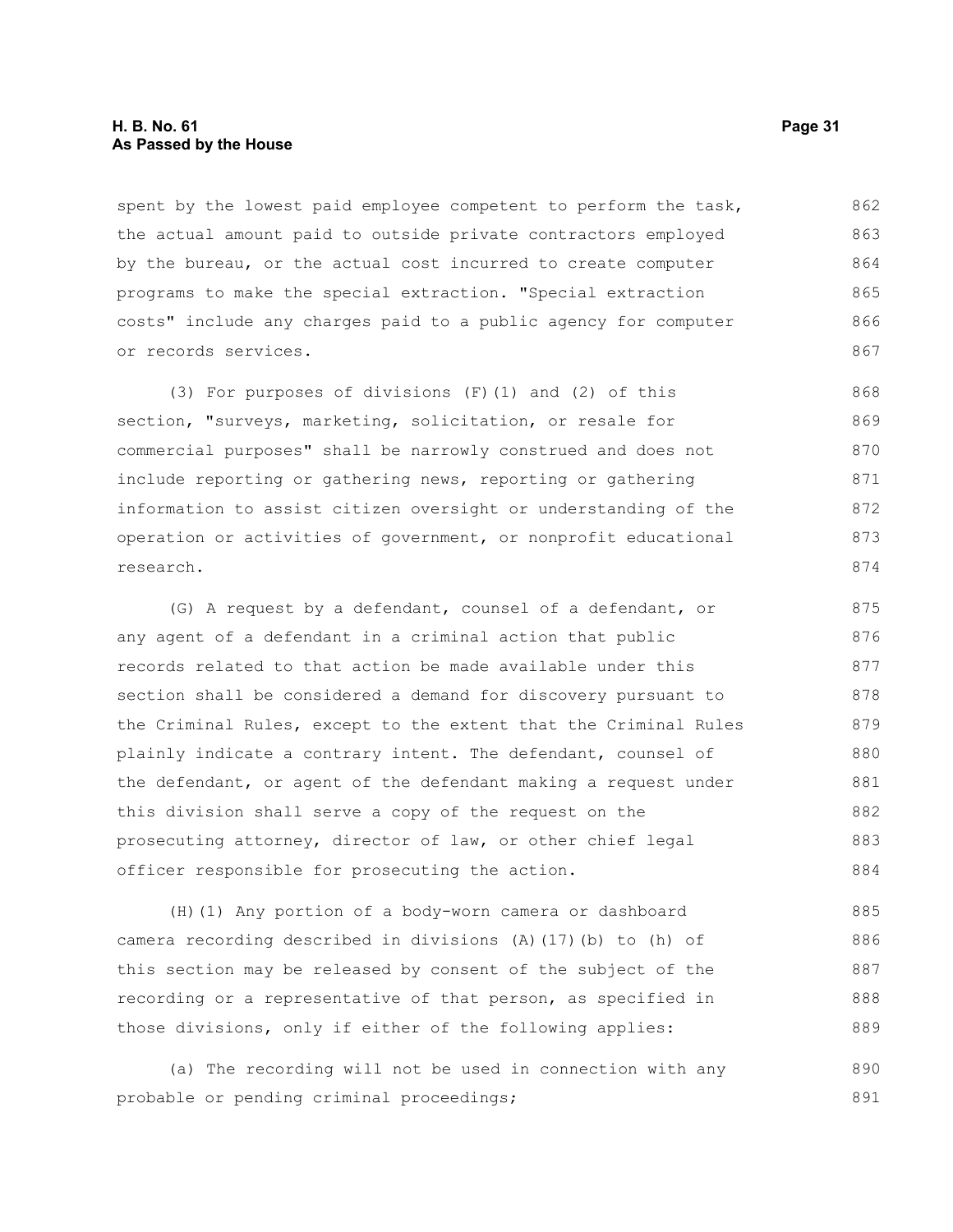spent by the lowest paid employee competent to perform the task, the actual amount paid to outside private contractors employed by the bureau, or the actual cost incurred to create computer programs to make the special extraction. "Special extraction costs" include any charges paid to a public agency for computer or records services.

(3) For purposes of divisions (F)(1) and (2) of this section, "surveys, marketing, solicitation, or resale for commercial purposes" shall be narrowly construed and does not include reporting or gathering news, reporting or gathering information to assist citizen oversight or understanding of the operation or activities of government, or nonprofit educational research.

(G) A request by a defendant, counsel of a defendant, or any agent of a defendant in a criminal action that public records related to that action be made available under this section shall be considered a demand for discovery pursuant to the Criminal Rules, except to the extent that the Criminal Rules plainly indicate a contrary intent. The defendant, counsel of the defendant, or agent of the defendant making a request under this division shall serve a copy of the request on the prosecuting attorney, director of law, or other chief legal officer responsible for prosecuting the action.

(H)(1) Any portion of a body-worn camera or dashboard camera recording described in divisions (A)(17)(b) to (h) of this section may be released by consent of the subject of the recording or a representative of that person, as specified in those divisions, only if either of the following applies:

(a) The recording will not be used in connection with any probable or pending criminal proceedings;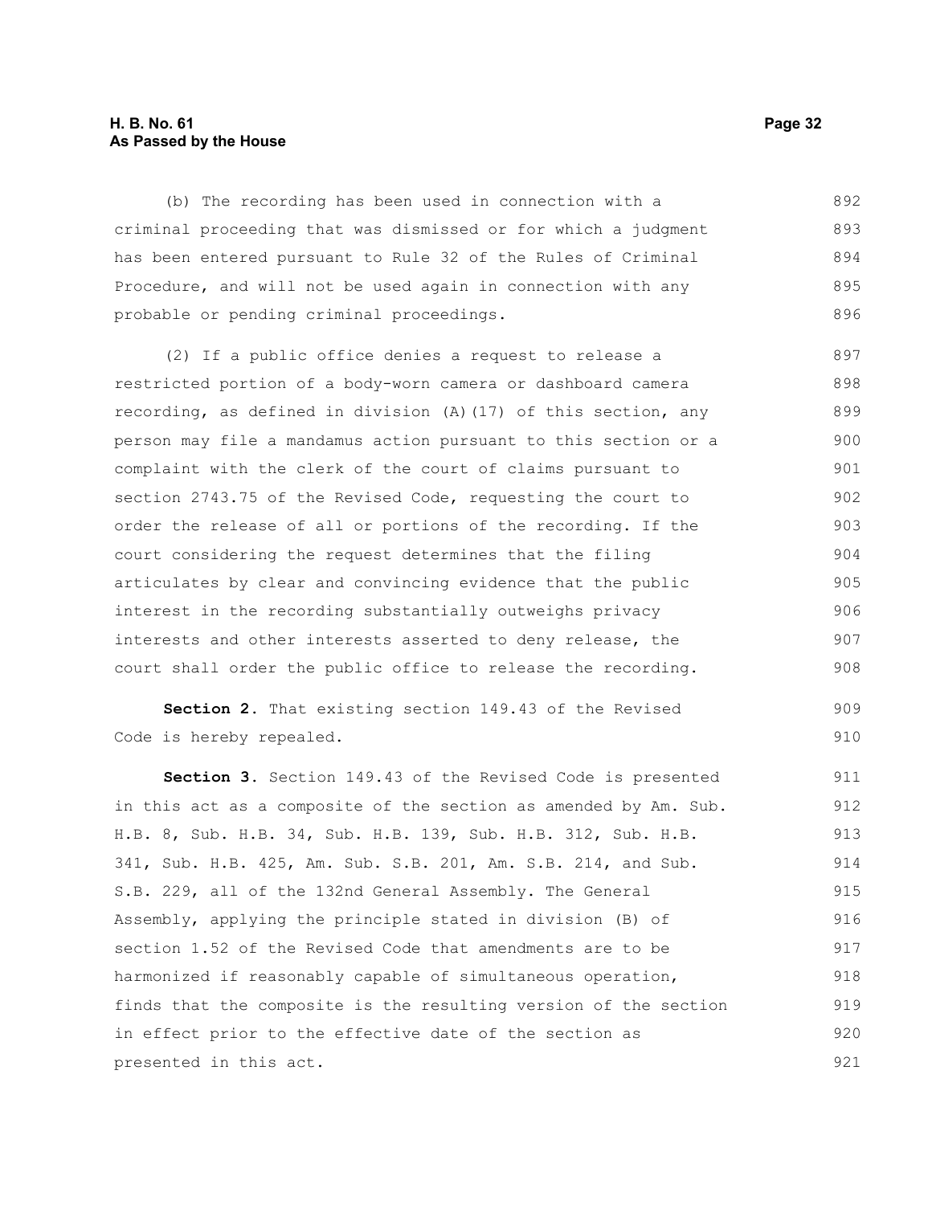(b) The recording has been used in connection with a criminal proceeding that was dismissed or for which a judgment has been entered pursuant to Rule 32 of the Rules of Criminal Procedure, and will not be used again in connection with any probable or pending criminal proceedings.

(2) If a public office denies a request to release a restricted portion of a body-worn camera or dashboard camera recording, as defined in division (A)(17) of this section, any person may file a mandamus action pursuant to this section or a complaint with the clerk of the court of claims pursuant to section 2743.75 of the Revised Code, requesting the court to order the release of all or portions of the recording. If the court considering the request determines that the filing articulates by clear and convincing evidence that the public interest in the recording substantially outweighs privacy interests and other interests asserted to deny release, the court shall order the public office to release the recording.

**Section 2.** That existing section 149.43 of the Revised Code is hereby repealed.

**Section 3.** Section 149.43 of the Revised Code is presented in this act as a composite of the section as amended by Am. Sub. H.B. 8, Sub. H.B. 34, Sub. H.B. 139, Sub. H.B. 312, Sub. H.B. 341, Sub. H.B. 425, Am. Sub. S.B. 201, Am. S.B. 214, and Sub. S.B. 229, all of the 132nd General Assembly. The General Assembly, applying the principle stated in division (B) of section 1.52 of the Revised Code that amendments are to be harmonized if reasonably capable of simultaneous operation, finds that the composite is the resulting version of the section in effect prior to the effective date of the section as presented in this act.